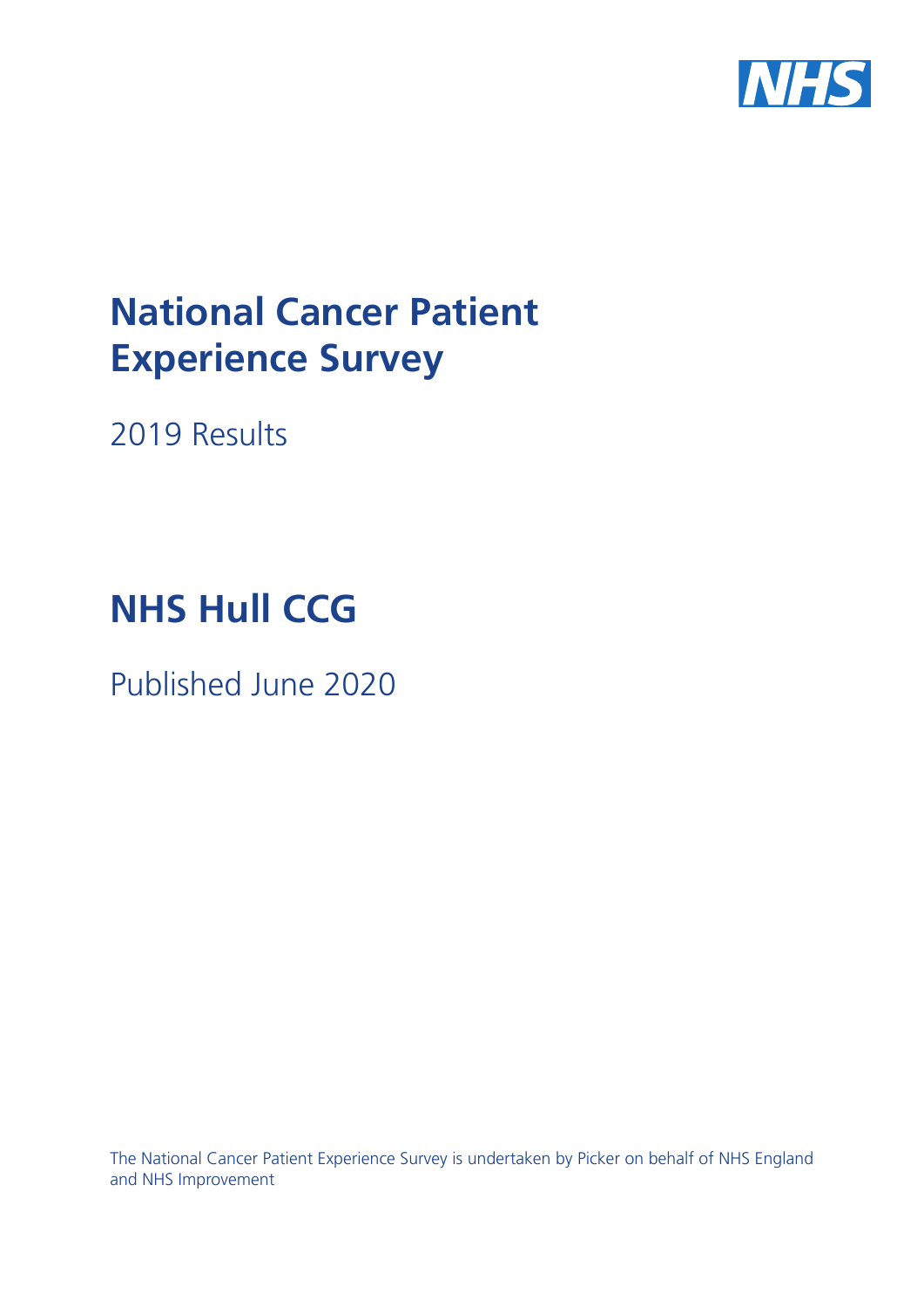# National Cancer Patient Experience Survey

2019 Results

# NHS Hull CCG

Published June 2020

The National Cancer Patient Experience Survey is undertaken by Picker on behalf of NHS England and NHS Improvement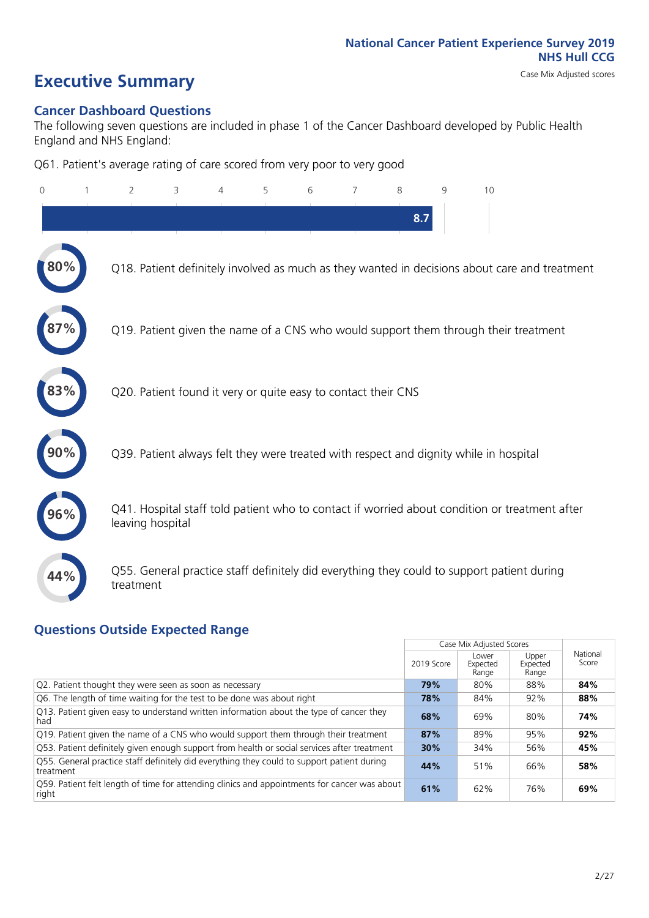National Cancer Patient Experience Survey 2019
NHS Hull CCG
Case Mix Adjusted scores

# Executive Summary

## Cancer Dashboard Questions

The following seven questions are included in phase 1 of the Cancer Dashboard developed by Public Health England and NHS England:

Q61. Patient's average rating of care scored from very poor to very good

8.7

80% Q18. Patient definitely involved as much as they wanted in decisions about care and treatment

87% Q19. Patient given the name of a CNS who would support them through their treatment

83% Q20. Patient found it very or quite easy to contact their CNS

90% Q39. Patient always felt they were treated with respect and dignity while in hospital

96% Q41. Hospital staff told patient who to contact if worried about condition or treatment after leaving hospital

44% Q55. General practice staff definitely did everything they could to support patient during treatment

## Questions Outside Expected Range

| | Case Mix Adjusted Scores | | | National Score |
|---|---|---|---|---|
| | 2019 Score | Lower Expected Range | Upper Expected Range | |
| Q2. Patient thought they were seen as soon as necessary | **79%** | 80% | 88% | **84%** |
| Q6. The length of time waiting for the test to be done was about right | **78%** | 84% | 92% | **88%** |
| Q13. Patient given easy to understand written information about the type of cancer they had | **68%** | 69% | 80% | **74%** |
| Q19. Patient given the name of a CNS who would support them through their treatment | **87%** | 89% | 95% | **92%** |
| Q53. Patient definitely given enough support from health or social services after treatment | **30%** | 34% | 56% | **45%** |
| Q55. General practice staff definitely did everything they could to support patient during treatment | **44%** | 51% | 66% | **58%** |
| Q59. Patient felt length of time for attending clinics and appointments for cancer was about right | **61%** | 62% | 76% | **69%** |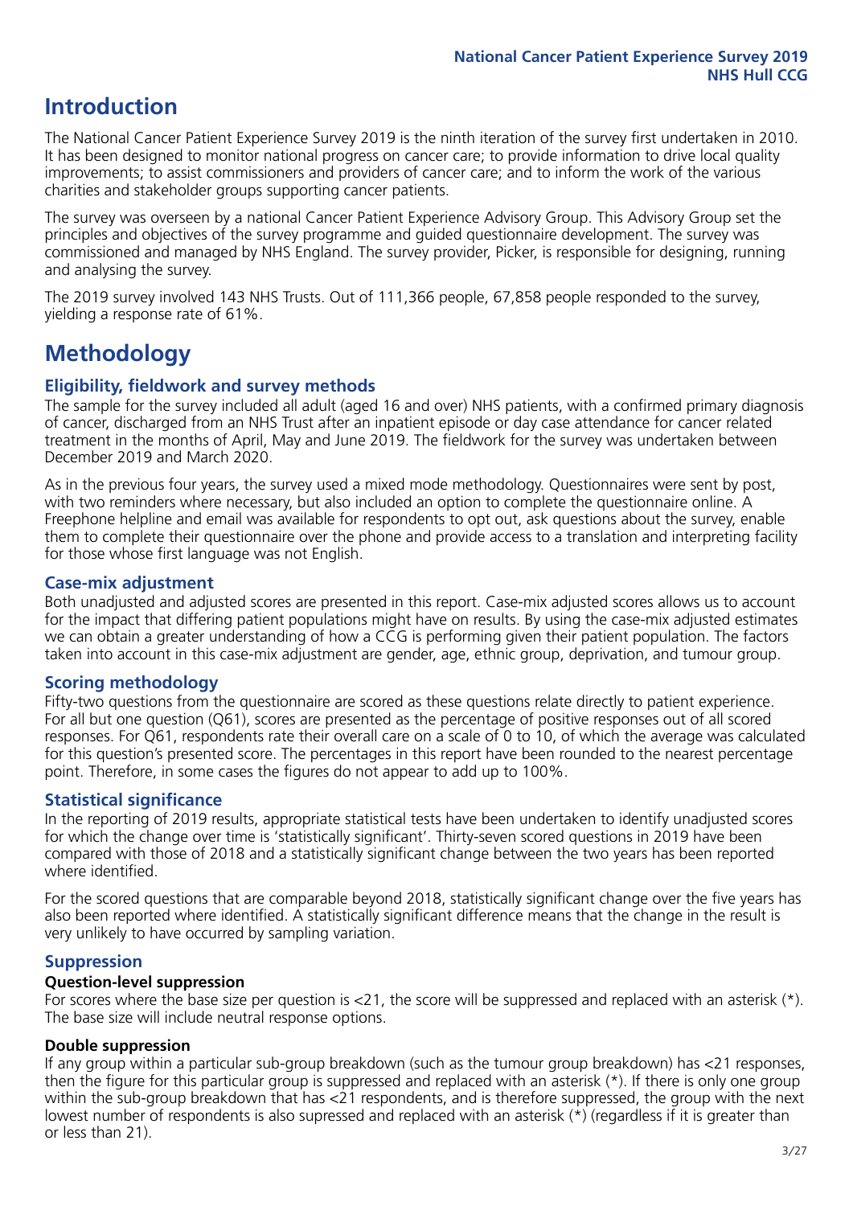# Introduction

The National Cancer Patient Experience Survey 2019 is the ninth iteration of the survey first undertaken in 2010. It has been designed to monitor national progress on cancer care; to provide information to drive local quality improvements; to assist commissioners and providers of cancer care; and to inform the work of the various charities and stakeholder groups supporting cancer patients.

The survey was overseen by a national Cancer Patient Experience Advisory Group. This Advisory Group set the principles and objectives of the survey programme and guided questionnaire development. The survey was commissioned and managed by NHS England. The survey provider, Picker, is responsible for designing, running and analysing the survey.

The 2019 survey involved 143 NHS Trusts. Out of 111,366 people, 67,858 people responded to the survey, yielding a response rate of 61%.

# Methodology

## Eligibility, fieldwork and survey methods

The sample for the survey included all adult (aged 16 and over) NHS patients, with a confirmed primary diagnosis of cancer, discharged from an NHS Trust after an inpatient episode or day case attendance for cancer related treatment in the months of April, May and June 2019. The fieldwork for the survey was undertaken between December 2019 and March 2020.

As in the previous four years, the survey used a mixed mode methodology. Questionnaires were sent by post, with two reminders where necessary, but also included an option to complete the questionnaire online. A Freephone helpline and email was available for respondents to opt out, ask questions about the survey, enable them to complete their questionnaire over the phone and provide access to a translation and interpreting facility for those whose first language was not English.

## Case-mix adjustment

Both unadjusted and adjusted scores are presented in this report. Case-mix adjusted scores allows us to account for the impact that differing patient populations might have on results. By using the case-mix adjusted estimates we can obtain a greater understanding of how a CCG is performing given their patient population. The factors taken into account in this case-mix adjustment are gender, age, ethnic group, deprivation, and tumour group.

## Scoring methodology

Fifty-two questions from the questionnaire are scored as these questions relate directly to patient experience. For all but one question (Q61), scores are presented as the percentage of positive responses out of all scored responses. For Q61, respondents rate their overall care on a scale of 0 to 10, of which the average was calculated for this question's presented score. The percentages in this report have been rounded to the nearest percentage point. Therefore, in some cases the figures do not appear to add up to 100%.

## Statistical significance

In the reporting of 2019 results, appropriate statistical tests have been undertaken to identify unadjusted scores for which the change over time is 'statistically significant'. Thirty-seven scored questions in 2019 have been compared with those of 2018 and a statistically significant change between the two years has been reported where identified.

For the scored questions that are comparable beyond 2018, statistically significant change over the five years has also been reported where identified. A statistically significant difference means that the change in the result is very unlikely to have occurred by sampling variation.

## Suppression

### Question-level suppression

For scores where the base size per question is <21, the score will be suppressed and replaced with an asterisk (*). The base size will include neutral response options.

### Double suppression

If any group within a particular sub-group breakdown (such as the tumour group breakdown) has <21 responses, then the figure for this particular group is suppressed and replaced with an asterisk (*). If there is only one group within the sub-group breakdown that has <21 respondents, and is therefore suppressed, the group with the next lowest number of respondents is also supressed and replaced with an asterisk (*) (regardless if it is greater than or less than 21).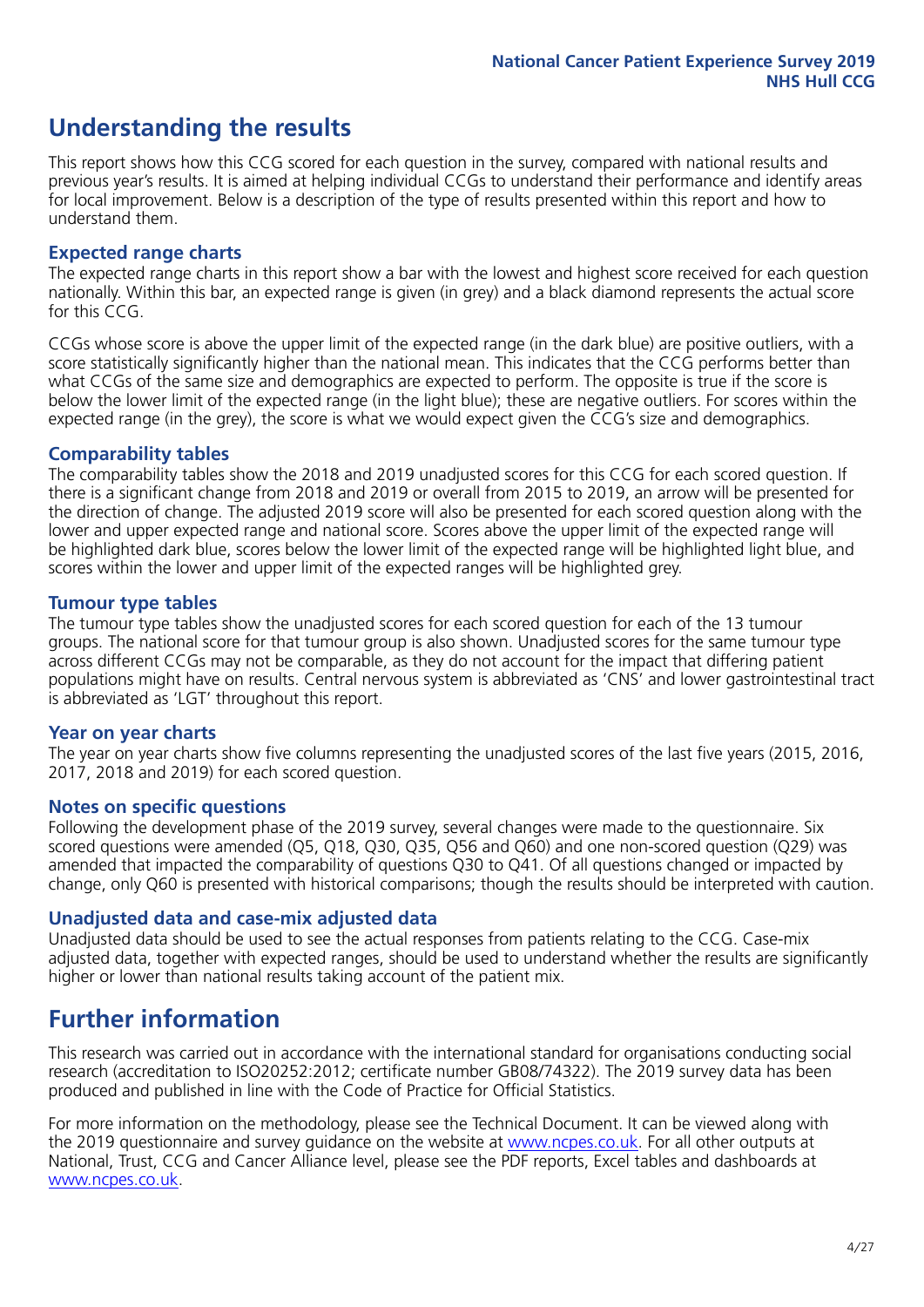## Understanding the results

This report shows how this CCG scored for each question in the survey, compared with national results and previous year's results. It is aimed at helping individual CCGs to understand their performance and identify areas for local improvement. Below is a description of the type of results presented within this report and how to understand them.

### Expected range charts

The expected range charts in this report show a bar with the lowest and highest score received for each question nationally. Within this bar, an expected range is given (in grey) and a black diamond represents the actual score for this CCG.

CCGs whose score is above the upper limit of the expected range (in the dark blue) are positive outliers, with a score statistically significantly higher than the national mean. This indicates that the CCG performs better than what CCGs of the same size and demographics are expected to perform. The opposite is true if the score is below the lower limit of the expected range (in the light blue); these are negative outliers. For scores within the expected range (in the grey), the score is what we would expect given the CCG's size and demographics.

### Comparability tables

The comparability tables show the 2018 and 2019 unadjusted scores for this CCG for each scored question. If there is a significant change from 2018 and 2019 or overall from 2015 to 2019, an arrow will be presented for the direction of change. The adjusted 2019 score will also be presented for each scored question along with the lower and upper expected range and national score. Scores above the upper limit of the expected range will be highlighted dark blue, scores below the lower limit of the expected range will be highlighted light blue, and scores within the lower and upper limit of the expected ranges will be highlighted grey.

### Tumour type tables

The tumour type tables show the unadjusted scores for each scored question for each of the 13 tumour groups. The national score for that tumour group is also shown. Unadjusted scores for the same tumour type across different CCGs may not be comparable, as they do not account for the impact that differing patient populations might have on results. Central nervous system is abbreviated as 'CNS' and lower gastrointestinal tract is abbreviated as 'LGT' throughout this report.

### Year on year charts

The year on year charts show five columns representing the unadjusted scores of the last five years (2015, 2016, 2017, 2018 and 2019) for each scored question.

### Notes on specific questions

Following the development phase of the 2019 survey, several changes were made to the questionnaire. Six scored questions were amended (Q5, Q18, Q30, Q35, Q56 and Q60) and one non-scored question (Q29) was amended that impacted the comparability of questions Q30 to Q41. Of all questions changed or impacted by change, only Q60 is presented with historical comparisons; though the results should be interpreted with caution.

### Unadjusted data and case-mix adjusted data

Unadjusted data should be used to see the actual responses from patients relating to the CCG. Case-mix adjusted data, together with expected ranges, should be used to understand whether the results are significantly higher or lower than national results taking account of the patient mix.

## Further information

This research was carried out in accordance with the international standard for organisations conducting social research (accreditation to ISO20252:2012; certificate number GB08/74322). The 2019 survey data has been produced and published in line with the Code of Practice for Official Statistics.

For more information on the methodology, please see the Technical Document. It can be viewed along with the 2019 questionnaire and survey guidance on the website at www.ncpes.co.uk. For all other outputs at National, Trust, CCG and Cancer Alliance level, please see the PDF reports, Excel tables and dashboards at www.ncpes.co.uk.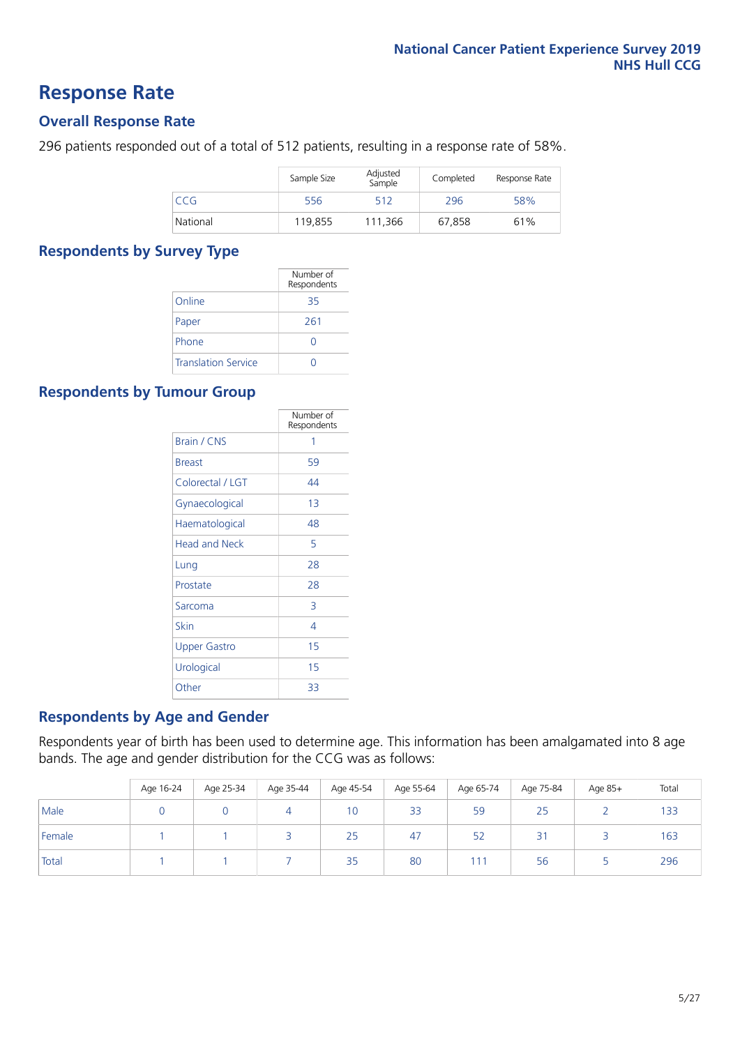# Response Rate

## Overall Response Rate

296 patients responded out of a total of 512 patients, resulting in a response rate of 58%.

| | Sample Size | Adjusted Sample | Completed | Response Rate |
|---|---|---|---|---|
| CCG | 556 | 512 | 296 | 58% |
| National | 119,855 | 111,366 | 67,858 | 61% |

## Respondents by Survey Type

| | Number of Respondents |
|---|---|
| Online | 35 |
| Paper | 261 |
| Phone | 0 |
| Translation Service | 0 |

## Respondents by Tumour Group

| | Number of Respondents |
|---|---|
| Brain / CNS | 1 |
| Breast | 59 |
| Colorectal / LGT | 44 |
| Gynaecological | 13 |
| Haematological | 48 |
| Head and Neck | 5 |
| Lung | 28 |
| Prostate | 28 |
| Sarcoma | 3 |
| Skin | 4 |
| Upper Gastro | 15 |
| Urological | 15 |
| Other | 33 |

## Respondents by Age and Gender

Respondents year of birth has been used to determine age. This information has been amalgamated into 8 age bands. The age and gender distribution for the CCG was as follows:

| | Age 16-24 | Age 25-34 | Age 35-44 | Age 45-54 | Age 55-64 | Age 65-74 | Age 75-84 | Age 85+ | Total |
|---|---|---|---|---|---|---|---|---|---|
| Male | 0 | 0 | 4 | 10 | 33 | 59 | 25 | 2 | 133 |
| Female | 1 | 1 | 3 | 25 | 47 | 52 | 31 | 3 | 163 |
| Total | 1 | 1 | 7 | 35 | 80 | 111 | 56 | 5 | 296 |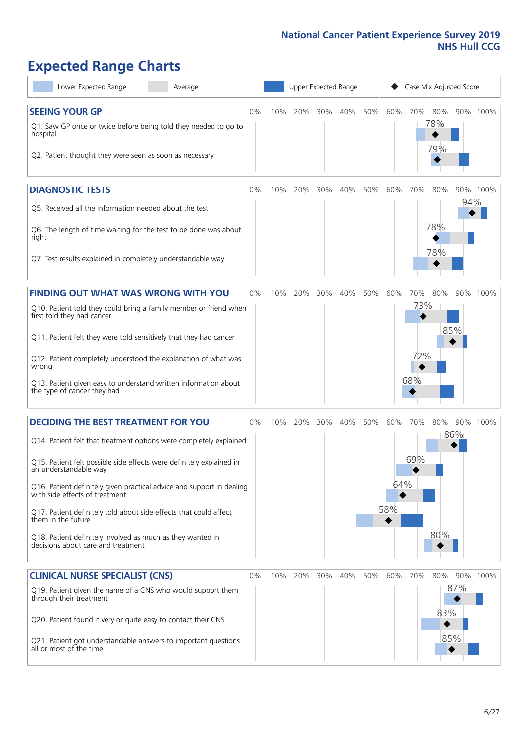# Expected Range Charts

Legend: Lower Expected Range | Average | Upper Expected Range | Case Mix Adjusted Score

## SEEING YOUR GP

| Question | Case Mix Adjusted Score |
|---|---|
| Q1. Saw GP once or twice before being told they needed to go to hospital | 78% |
| Q2. Patient thought they were seen as soon as necessary | 79% |

## DIAGNOSTIC TESTS

| Question | Case Mix Adjusted Score |
|---|---|
| Q5. Received all the information needed about the test | 94% |
| Q6. The length of time waiting for the test to be done was about right | 78% |
| Q7. Test results explained in completely understandable way | 78% |

## FINDING OUT WHAT WAS WRONG WITH YOU

| Question | Case Mix Adjusted Score |
|---|---|
| Q10. Patient told they could bring a family member or friend when first told they had cancer | 73% |
| Q11. Patient felt they were told sensitively that they had cancer | 85% |
| Q12. Patient completely understood the explanation of what was wrong | 72% |
| Q13. Patient given easy to understand written information about the type of cancer they had | 68% |

## DECIDING THE BEST TREATMENT FOR YOU

| Question | Case Mix Adjusted Score |
|---|---|
| Q14. Patient felt that treatment options were completely explained | 86% |
| Q15. Patient felt possible side effects were definitely explained in an understandable way | 69% |
| Q16. Patient definitely given practical advice and support in dealing with side effects of treatment | 64% |
| Q17. Patient definitely told about side effects that could affect them in the future | 58% |
| Q18. Patient definitely involved as much as they wanted in decisions about care and treatment | 80% |

## CLINICAL NURSE SPECIALIST (CNS)

| Question | Case Mix Adjusted Score |
|---|---|
| Q19. Patient given the name of a CNS who would support them through their treatment | 87% |
| Q20. Patient found it very or quite easy to contact their CNS | 83% |
| Q21. Patient got understandable answers to important questions all or most of the time | 85% |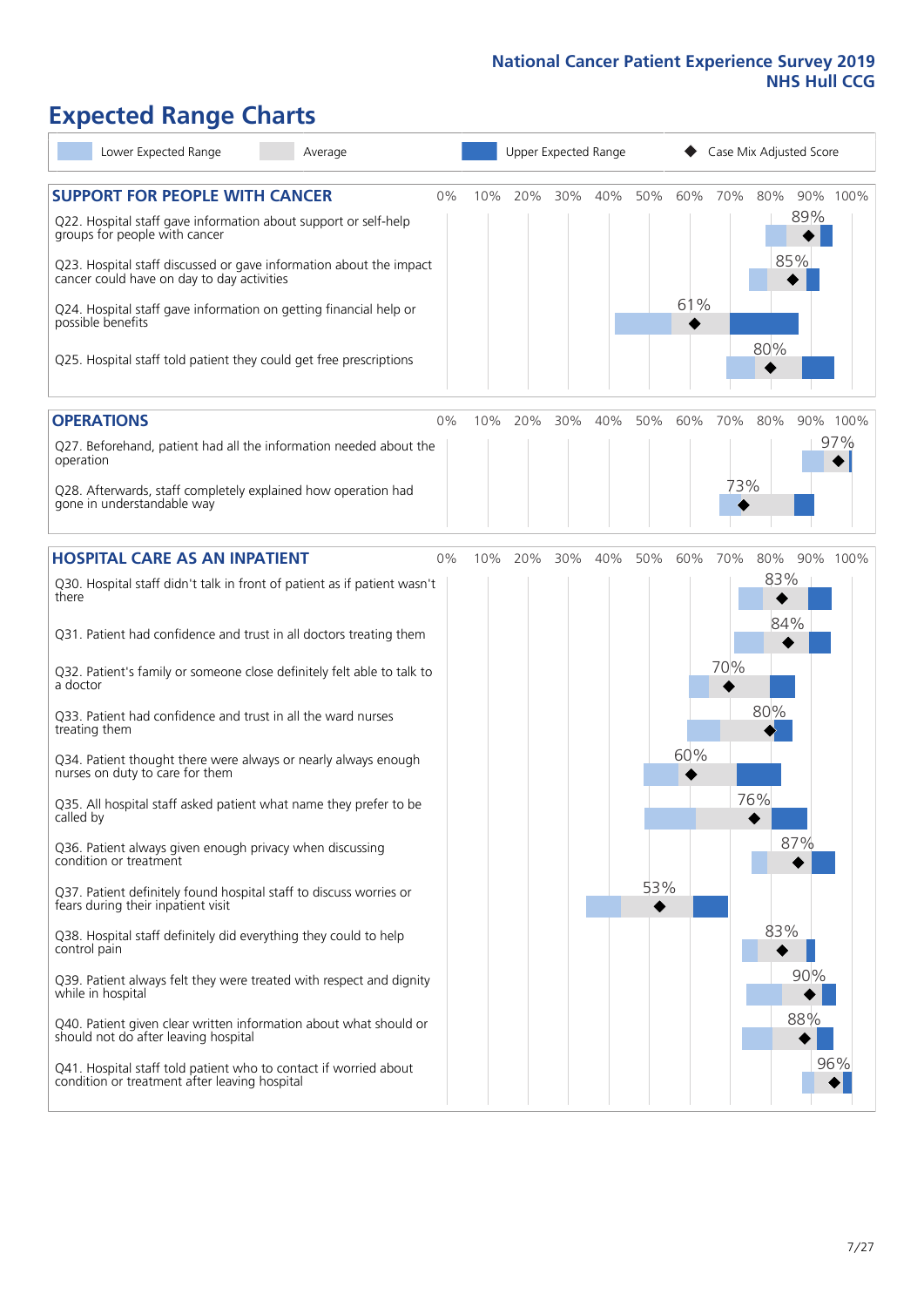# Expected Range Charts

Lower Expected Range | Average | Upper Expected Range | ◆ Case Mix Adjusted Score

## SUPPORT FOR PEOPLE WITH CANCER

| Question | Case Mix Adjusted Score |
|---|---|
| Q22. Hospital staff gave information about support or self-help groups for people with cancer | 89% |
| Q23. Hospital staff discussed or gave information about the impact cancer could have on day to day activities | 85% |
| Q24. Hospital staff gave information on getting financial help or possible benefits | 61% |
| Q25. Hospital staff told patient they could get free prescriptions | 80% |

## OPERATIONS

| Question | Case Mix Adjusted Score |
|---|---|
| Q27. Beforehand, patient had all the information needed about the operation | 97% |
| Q28. Afterwards, staff completely explained how operation had gone in understandable way | 73% |

## HOSPITAL CARE AS AN INPATIENT

| Question | Case Mix Adjusted Score |
|---|---|
| Q30. Hospital staff didn't talk in front of patient as if patient wasn't there | 83% |
| Q31. Patient had confidence and trust in all doctors treating them | 84% |
| Q32. Patient's family or someone close definitely felt able to talk to a doctor | 70% |
| Q33. Patient had confidence and trust in all the ward nurses treating them | 80% |
| Q34. Patient thought there were always or nearly always enough nurses on duty to care for them | 60% |
| Q35. All hospital staff asked patient what name they prefer to be called by | 76% |
| Q36. Patient always given enough privacy when discussing condition or treatment | 87% |
| Q37. Patient definitely found hospital staff to discuss worries or fears during their inpatient visit | 53% |
| Q38. Hospital staff definitely did everything they could to help control pain | 83% |
| Q39. Patient always felt they were treated with respect and dignity while in hospital | 90% |
| Q40. Patient given clear written information about what should or should not do after leaving hospital | 88% |
| Q41. Hospital staff told patient who to contact if worried about condition or treatment after leaving hospital | 96% |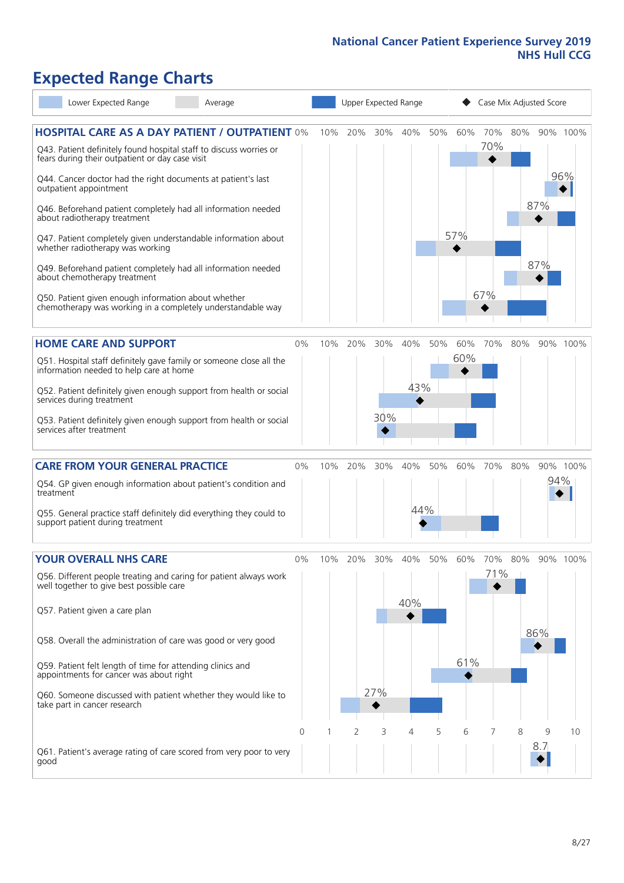National Cancer Patient Experience Survey 2019
NHS Hull CCG

# Expected Range Charts

Lower Expected Range | Average | Upper Expected Range | Case Mix Adjusted Score

## HOSPITAL CARE AS A DAY PATIENT / OUTPATIENT

| Question | Case Mix Adjusted Score |
|---|---|
| Q43. Patient definitely found hospital staff to discuss worries or fears during their outpatient or day case visit | 70% |
| Q44. Cancer doctor had the right documents at patient's last outpatient appointment | 96% |
| Q46. Beforehand patient completely had all information needed about radiotherapy treatment | 87% |
| Q47. Patient completely given understandable information about whether radiotherapy was working | 57% |
| Q49. Beforehand patient completely had all information needed about chemotherapy treatment | 87% |
| Q50. Patient given enough information about whether chemotherapy was working in a completely understandable way | 67% |

## HOME CARE AND SUPPORT

| Question | Case Mix Adjusted Score |
|---|---|
| Q51. Hospital staff definitely gave family or someone close all the information needed to help care at home | 60% |
| Q52. Patient definitely given enough support from health or social services during treatment | 43% |
| Q53. Patient definitely given enough support from health or social services after treatment | 30% |

## CARE FROM YOUR GENERAL PRACTICE

| Question | Case Mix Adjusted Score |
|---|---|
| Q54. GP given enough information about patient's condition and treatment | 94% |
| Q55. General practice staff definitely did everything they could to support patient during treatment | 44% |

## YOUR OVERALL NHS CARE

| Question | Case Mix Adjusted Score |
|---|---|
| Q56. Different people treating and caring for patient always work well together to give best possible care | 71% |
| Q57. Patient given a care plan | 40% |
| Q58. Overall the administration of care was good or very good | 86% |
| Q59. Patient felt length of time for attending clinics and appointments for cancer was about right | 61% |
| Q60. Someone discussed with patient whether they would like to take part in cancer research | 27% |
| Q61. Patient's average rating of care scored from very poor to very good | 8.7 |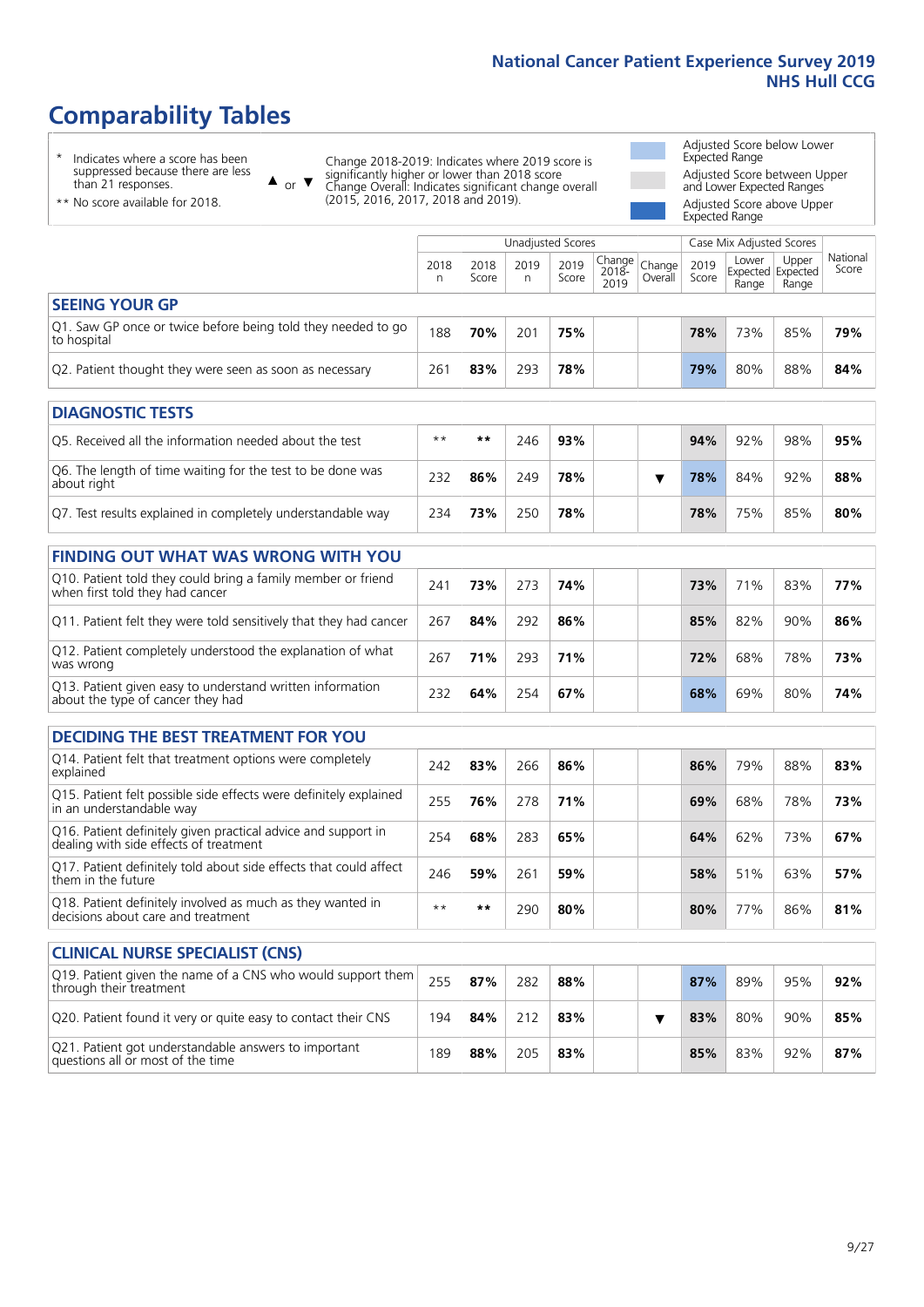National Cancer Patient Experience Survey 2019
NHS Hull CCG

# Comparability Tables

\* Indicates where a score has been suppressed because there are less than 21 responses.

\*\* No score available for 2018.

▲ or ▼ Change 2018-2019: Indicates where 2019 score is significantly higher or lower than 2018 score Change Overall: Indicates significant change overall (2015, 2016, 2017, 2018 and 2019).

Adjusted Score below Lower Expected Range

Adjusted Score between Upper and Lower Expected Ranges

Adjusted Score above Upper Expected Range

| | Unadjusted Scores | | | | | | Case Mix Adjusted Scores | | | |
|---|---|---|---|---|---|---|---|---|---|---|
| | 2018 n | 2018 Score | 2019 n | 2019 Score | Change 2018-2019 | Change Overall | 2019 Score | Lower Expected Range | Upper Expected Range | National Score |
| **SEEING YOUR GP** | | | | | | | | | | |
| Q1. Saw GP once or twice before being told they needed to go to hospital | 188 | **70%** | 201 | **75%** | | | **78%** | 73% | 85% | **79%** |
| Q2. Patient thought they were seen as soon as necessary | 261 | **83%** | 293 | **78%** | | | **79%** | 80% | 88% | **84%** |
| **DIAGNOSTIC TESTS** | | | | | | | | | | |
| Q5. Received all the information needed about the test | \*\* | **\*\*** | 246 | **93%** | | | **94%** | 92% | 98% | **95%** |
| Q6. The length of time waiting for the test to be done was about right | 232 | **86%** | 249 | **78%** | | ▼ | **78%** | 84% | 92% | **88%** |
| Q7. Test results explained in completely understandable way | 234 | **73%** | 250 | **78%** | | | **78%** | 75% | 85% | **80%** |
| **FINDING OUT WHAT WAS WRONG WITH YOU** | | | | | | | | | | |
| Q10. Patient told they could bring a family member or friend when first told they had cancer | 241 | **73%** | 273 | **74%** | | | **73%** | 71% | 83% | **77%** |
| Q11. Patient felt they were told sensitively that they had cancer | 267 | **84%** | 292 | **86%** | | | **85%** | 82% | 90% | **86%** |
| Q12. Patient completely understood the explanation of what was wrong | 267 | **71%** | 293 | **71%** | | | **72%** | 68% | 78% | **73%** |
| Q13. Patient given easy to understand written information about the type of cancer they had | 232 | **64%** | 254 | **67%** | | | **68%** | 69% | 80% | **74%** |
| **DECIDING THE BEST TREATMENT FOR YOU** | | | | | | | | | | |
| Q14. Patient felt that treatment options were completely explained | 242 | **83%** | 266 | **86%** | | | **86%** | 79% | 88% | **83%** |
| Q15. Patient felt possible side effects were definitely explained in an understandable way | 255 | **76%** | 278 | **71%** | | | **69%** | 68% | 78% | **73%** |
| Q16. Patient definitely given practical advice and support in dealing with side effects of treatment | 254 | **68%** | 283 | **65%** | | | **64%** | 62% | 73% | **67%** |
| Q17. Patient definitely told about side effects that could affect them in the future | 246 | **59%** | 261 | **59%** | | | **58%** | 51% | 63% | **57%** |
| Q18. Patient definitely involved as much as they wanted in decisions about care and treatment | \*\* | **\*\*** | 290 | **80%** | | | **80%** | 77% | 86% | **81%** |
| **CLINICAL NURSE SPECIALIST (CNS)** | | | | | | | | | | |
| Q19. Patient given the name of a CNS who would support them through their treatment | 255 | **87%** | 282 | **88%** | | | **87%** | 89% | 95% | **92%** |
| Q20. Patient found it very or quite easy to contact their CNS | 194 | **84%** | 212 | **83%** | | ▼ | **83%** | 80% | 90% | **85%** |
| Q21. Patient got understandable answers to important questions all or most of the time | 189 | **88%** | 205 | **83%** | | | **85%** | 83% | 92% | **87%** |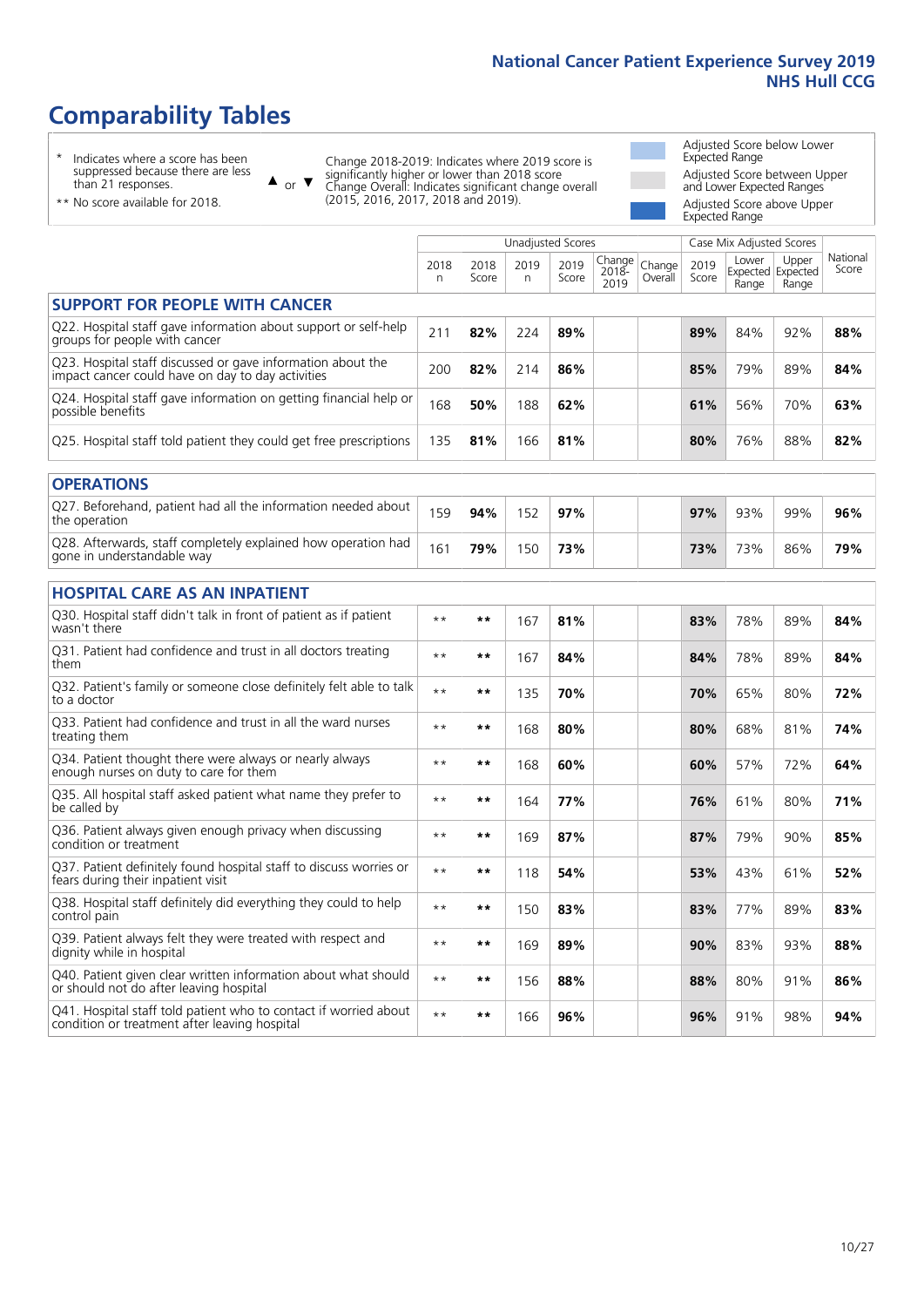# Comparability Tables

\* Indicates where a score has been suppressed because there are less than 21 responses.

\*\* No score available for 2018.

▲ or ▼ Change 2018-2019: Indicates where 2019 score is significantly higher or lower than 2018 score. Change Overall: Indicates significant change overall (2015, 2016, 2017, 2018 and 2019).

Adjusted Score below Lower Expected Range

Adjusted Score between Upper and Lower Expected Ranges

Adjusted Score above Upper Expected Range

| | Unadjusted Scores | | | | | | Case Mix Adjusted Scores | | | |
|---|---|---|---|---|---|---|---|---|---|---|
| | 2018 n | 2018 Score | 2019 n | 2019 Score | Change 2018-2019 | Change Overall | 2019 Score | Lower Expected Range | Upper Expected Range | National Score |
| **SUPPORT FOR PEOPLE WITH CANCER** | | | | | | | | | | |
| Q22. Hospital staff gave information about support or self-help groups for people with cancer | 211 | **82%** | 224 | **89%** | | | **89%** | 84% | 92% | **88%** |
| Q23. Hospital staff discussed or gave information about the impact cancer could have on day to day activities | 200 | **82%** | 214 | **86%** | | | **85%** | 79% | 89% | **84%** |
| Q24. Hospital staff gave information on getting financial help or possible benefits | 168 | **50%** | 188 | **62%** | | | **61%** | 56% | 70% | **63%** |
| Q25. Hospital staff told patient they could get free prescriptions | 135 | **81%** | 166 | **81%** | | | **80%** | 76% | 88% | **82%** |
| **OPERATIONS** | | | | | | | | | | |
| Q27. Beforehand, patient had all the information needed about the operation | 159 | **94%** | 152 | **97%** | | | **97%** | 93% | 99% | **96%** |
| Q28. Afterwards, staff completely explained how operation had gone in understandable way | 161 | **79%** | 150 | **73%** | | | **73%** | 73% | 86% | **79%** |
| **HOSPITAL CARE AS AN INPATIENT** | | | | | | | | | | |
| Q30. Hospital staff didn't talk in front of patient as if patient wasn't there | ** | ** | 167 | **81%** | | | **83%** | 78% | 89% | **84%** |
| Q31. Patient had confidence and trust in all doctors treating them | ** | ** | 167 | **84%** | | | **84%** | 78% | 89% | **84%** |
| Q32. Patient's family or someone close definitely felt able to talk to a doctor | ** | ** | 135 | **70%** | | | **70%** | 65% | 80% | **72%** |
| Q33. Patient had confidence and trust in all the ward nurses treating them | ** | ** | 168 | **80%** | | | **80%** | 68% | 81% | **74%** |
| Q34. Patient thought there were always or nearly always enough nurses on duty to care for them | ** | ** | 168 | **60%** | | | **60%** | 57% | 72% | **64%** |
| Q35. All hospital staff asked patient what name they prefer to be called by | ** | ** | 164 | **77%** | | | **76%** | 61% | 80% | **71%** |
| Q36. Patient always given enough privacy when discussing condition or treatment | ** | ** | 169 | **87%** | | | **87%** | 79% | 90% | **85%** |
| Q37. Patient definitely found hospital staff to discuss worries or fears during their inpatient visit | ** | ** | 118 | **54%** | | | **53%** | 43% | 61% | **52%** |
| Q38. Hospital staff definitely did everything they could to help control pain | ** | ** | 150 | **83%** | | | **83%** | 77% | 89% | **83%** |
| Q39. Patient always felt they were treated with respect and dignity while in hospital | ** | ** | 169 | **89%** | | | **90%** | 83% | 93% | **88%** |
| Q40. Patient given clear written information about what should or should not do after leaving hospital | ** | ** | 156 | **88%** | | | **88%** | 80% | 91% | **86%** |
| Q41. Hospital staff told patient who to contact if worried about condition or treatment after leaving hospital | ** | ** | 166 | **96%** | | | **96%** | 91% | 98% | **94%** |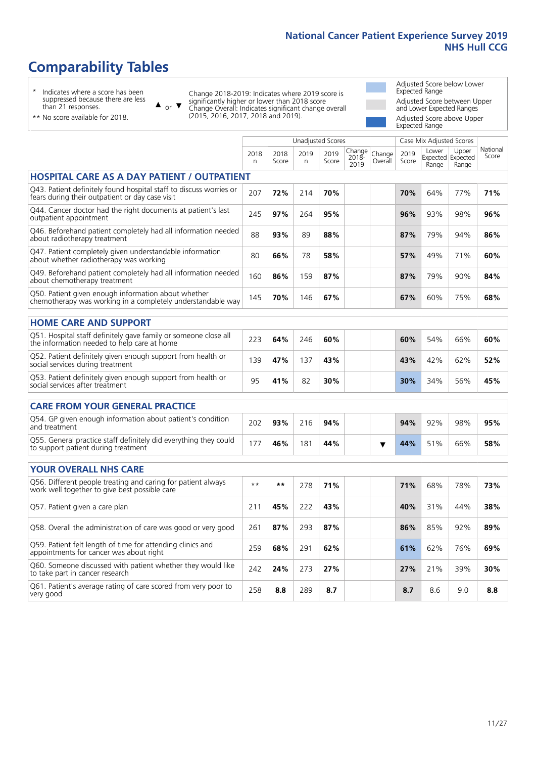# Comparability Tables

\* Indicates where a score has been suppressed because there are less than 21 responses.

** No score available for 2018.

▲ or ▼ Change 2018-2019: Indicates where 2019 score is significantly higher or lower than 2018 score. Change Overall: Indicates significant change overall (2015, 2016, 2017, 2018 and 2019).

- Adjusted Score below Lower Expected Range
- Adjusted Score between Upper and Lower Expected Ranges
- Adjusted Score above Upper Expected Range

| | Unadjusted Scores | | | | | | Case Mix Adjusted Scores | | | |
|---|---|---|---|---|---|---|---|---|---|---|
| | 2018 n | 2018 Score | 2019 n | 2019 Score | Change 2018-2019 | Change Overall | 2019 Score | Lower Expected Range | Upper Expected Range | National Score |
| **HOSPITAL CARE AS A DAY PATIENT / OUTPATIENT** | | | | | | | | | | |
| Q43. Patient definitely found hospital staff to discuss worries or fears during their outpatient or day case visit | 207 | **72%** | 214 | **70%** | | | **70%** | 64% | 77% | **71%** |
| Q44. Cancer doctor had the right documents at patient's last outpatient appointment | 245 | **97%** | 264 | **95%** | | | **96%** | 93% | 98% | **96%** |
| Q46. Beforehand patient completely had all information needed about radiotherapy treatment | 88 | **93%** | 89 | **88%** | | | **87%** | 79% | 94% | **86%** |
| Q47. Patient completely given understandable information about whether radiotherapy was working | 80 | **66%** | 78 | **58%** | | | **57%** | 49% | 71% | **60%** |
| Q49. Beforehand patient completely had all information needed about chemotherapy treatment | 160 | **86%** | 159 | **87%** | | | **87%** | 79% | 90% | **84%** |
| Q50. Patient given enough information about whether chemotherapy was working in a completely understandable way | 145 | **70%** | 146 | **67%** | | | **67%** | 60% | 75% | **68%** |
| **HOME CARE AND SUPPORT** | | | | | | | | | | |
| Q51. Hospital staff definitely gave family or someone close all the information needed to help care at home | 223 | **64%** | 246 | **60%** | | | **60%** | 54% | 66% | **60%** |
| Q52. Patient definitely given enough support from health or social services during treatment | 139 | **47%** | 137 | **43%** | | | **43%** | 42% | 62% | **52%** |
| Q53. Patient definitely given enough support from health or social services after treatment | 95 | **41%** | 82 | **30%** | | | **30%** | 34% | 56% | **45%** |
| **CARE FROM YOUR GENERAL PRACTICE** | | | | | | | | | | |
| Q54. GP given enough information about patient's condition and treatment | 202 | **93%** | 216 | **94%** | | | **94%** | 92% | 98% | **95%** |
| Q55. General practice staff definitely did everything they could to support patient during treatment | 177 | **46%** | 181 | **44%** | | ▼ | **44%** | 51% | 66% | **58%** |
| **YOUR OVERALL NHS CARE** | | | | | | | | | | |
| Q56. Different people treating and caring for patient always work well together to give best possible care | ** | ** | 278 | **71%** | | | **71%** | 68% | 78% | **73%** |
| Q57. Patient given a care plan | 211 | **45%** | 222 | **43%** | | | **40%** | 31% | 44% | **38%** |
| Q58. Overall the administration of care was good or very good | 261 | **87%** | 293 | **87%** | | | **86%** | 85% | 92% | **89%** |
| Q59. Patient felt length of time for attending clinics and appointments for cancer was about right | 259 | **68%** | 291 | **62%** | | | **61%** | 62% | 76% | **69%** |
| Q60. Someone discussed with patient whether they would like to take part in cancer research | 242 | **24%** | 273 | **27%** | | | **27%** | 21% | 39% | **30%** |
| Q61. Patient's average rating of care scored from very poor to very good | 258 | **8.8** | 289 | **8.7** | | | **8.7** | 8.6 | 9.0 | **8.8** |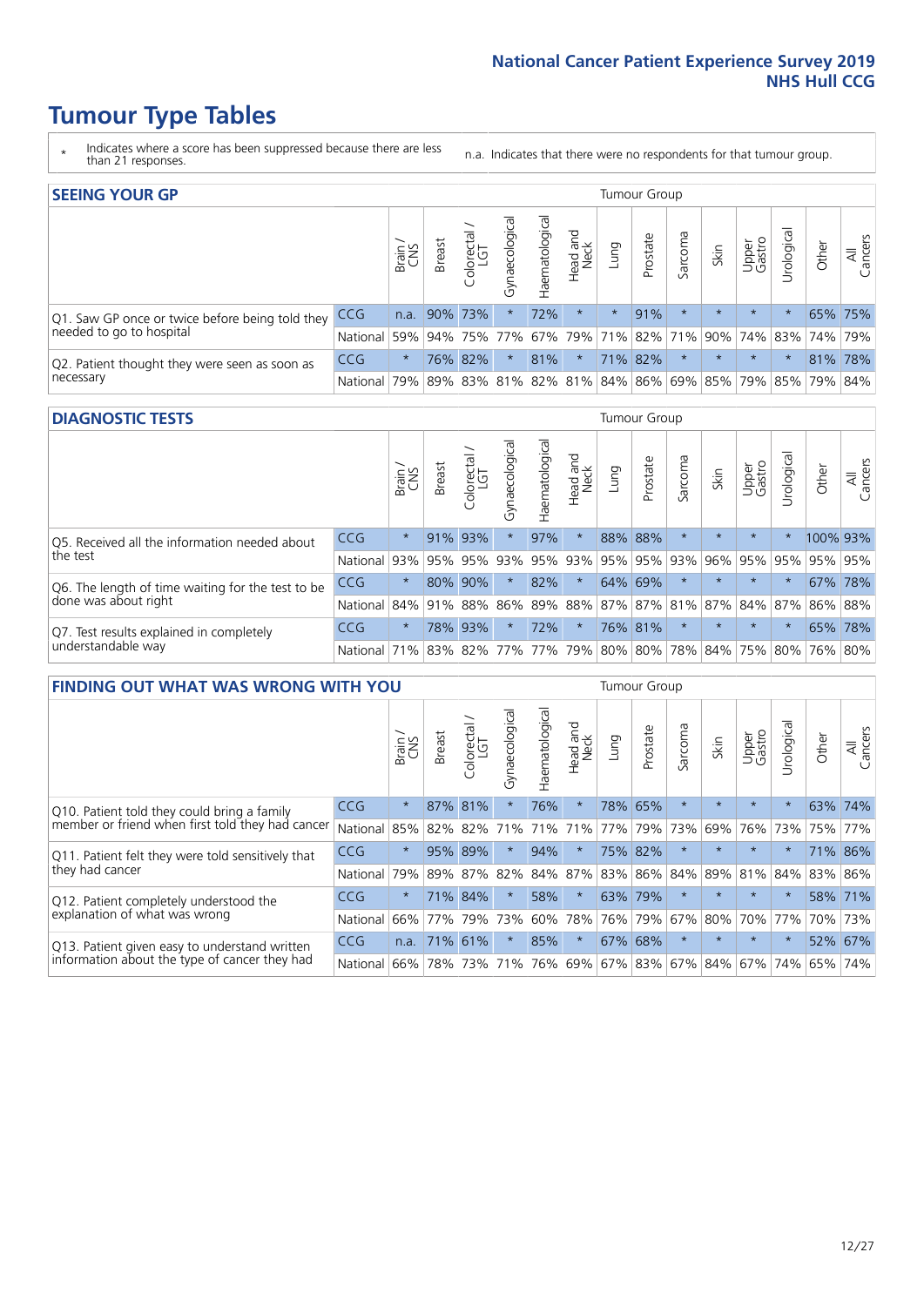# Tumour Type Tables

\* Indicates where a score has been suppressed because there are less than 21 responses.

n.a. Indicates that there were no respondents for that tumour group.

## SEEING YOUR GP

| | | Brain / CNS | Breast | Colorectal / LGT | Gynaecological | Haematological | Head and Neck | Lung | Prostate | Sarcoma | Skin | Upper Gastro | Urological | Other | All Cancers |
|---|---|---|---|---|---|---|---|---|---|---|---|---|---|---|---|
| Q1. Saw GP once or twice before being told they needed to go to hospital | CCG | n.a. | 90% | 73% | * | 72% | * | * | 91% | * | * | * | * | 65% | 75% |
| | National | 59% | 94% | 75% | 77% | 67% | 79% | 71% | 82% | 71% | 90% | 74% | 83% | 74% | 79% |
| Q2. Patient thought they were seen as soon as necessary | CCG | * | 76% | 82% | * | 81% | * | 71% | 82% | * | * | * | * | 81% | 78% |
| | National | 79% | 89% | 83% | 81% | 82% | 81% | 84% | 86% | 69% | 85% | 79% | 85% | 79% | 84% |

## DIAGNOSTIC TESTS

| | | Brain / CNS | Breast | Colorectal / LGT | Gynaecological | Haematological | Head and Neck | Lung | Prostate | Sarcoma | Skin | Upper Gastro | Urological | Other | All Cancers |
|---|---|---|---|---|---|---|---|---|---|---|---|---|---|---|---|
| Q5. Received all the information needed about the test | CCG | * | 91% | 93% | * | 97% | * | 88% | 88% | * | * | * | * | 100% | 93% |
| | National | 93% | 95% | 95% | 93% | 95% | 93% | 95% | 95% | 93% | 96% | 95% | 95% | 95% | 95% |
| Q6. The length of time waiting for the test to be done was about right | CCG | * | 80% | 90% | * | 82% | * | 64% | 69% | * | * | * | * | 67% | 78% |
| | National | 84% | 91% | 88% | 86% | 89% | 88% | 87% | 87% | 81% | 87% | 84% | 87% | 86% | 88% |
| Q7. Test results explained in completely understandable way | CCG | * | 78% | 93% | * | 72% | * | 76% | 81% | * | * | * | * | 65% | 78% |
| | National | 71% | 83% | 82% | 77% | 77% | 79% | 80% | 80% | 78% | 84% | 75% | 80% | 76% | 80% |

## FINDING OUT WHAT WAS WRONG WITH YOU

| | | Brain / CNS | Breast | Colorectal / LGT | Gynaecological | Haematological | Head and Neck | Lung | Prostate | Sarcoma | Skin | Upper Gastro | Urological | Other | All Cancers |
|---|---|---|---|---|---|---|---|---|---|---|---|---|---|---|---|
| Q10. Patient told they could bring a family member or friend when first told they had cancer | CCG | * | 87% | 81% | * | 76% | * | 78% | 65% | * | * | * | * | 63% | 74% |
| | National | 85% | 82% | 82% | 71% | 71% | 71% | 77% | 79% | 73% | 69% | 76% | 73% | 75% | 77% |
| Q11. Patient felt they were told sensitively that they had cancer | CCG | * | 95% | 89% | * | 94% | * | 75% | 82% | * | * | * | * | 71% | 86% |
| | National | 79% | 89% | 87% | 82% | 84% | 87% | 83% | 86% | 84% | 89% | 81% | 84% | 83% | 86% |
| Q12. Patient completely understood the explanation of what was wrong | CCG | * | 71% | 84% | * | 58% | * | 63% | 79% | * | * | * | * | 58% | 71% |
| | National | 66% | 77% | 79% | 73% | 60% | 78% | 76% | 79% | 67% | 80% | 70% | 77% | 70% | 73% |
| Q13. Patient given easy to understand written information about the type of cancer they had | CCG | n.a. | 71% | 61% | * | 85% | * | 67% | 68% | * | * | * | * | 52% | 67% |
| | National | 66% | 78% | 73% | 71% | 76% | 69% | 67% | 83% | 67% | 84% | 67% | 74% | 65% | 74% |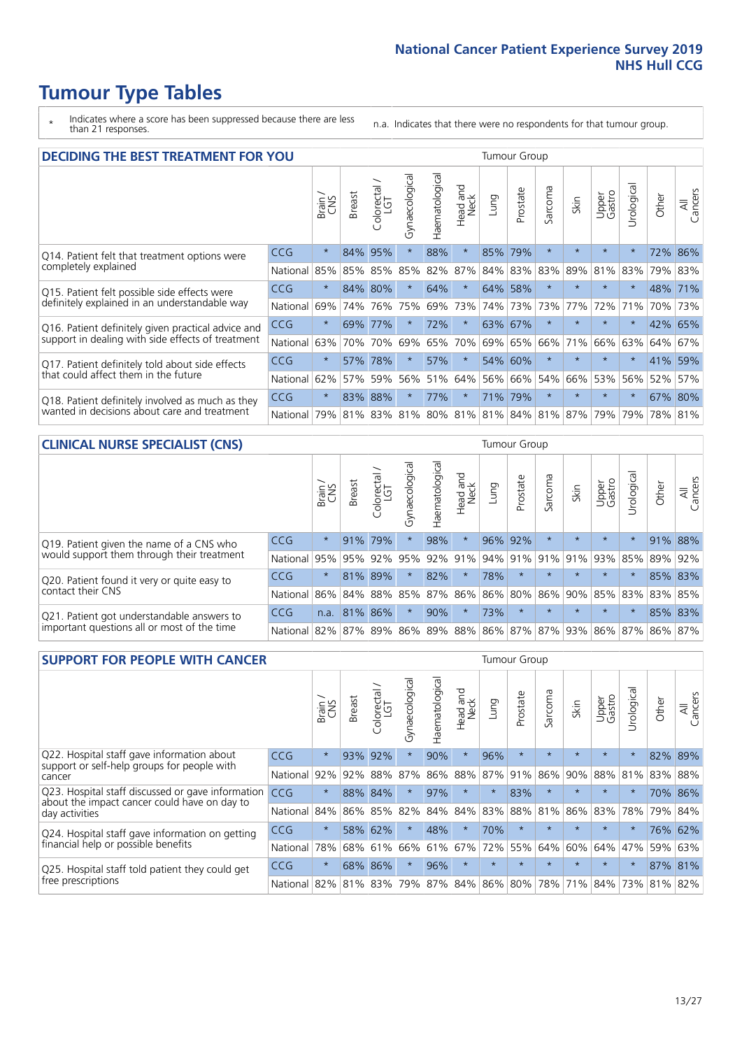# Tumour Type Tables

\* Indicates where a score has been suppressed because there are less than 21 responses.

n.a. Indicates that there were no respondents for that tumour group.

## DECIDING THE BEST TREATMENT FOR YOU

| | | Brain / CNS | Breast | Colorectal / LGT | Gynaecological | Haematological | Head and Neck | Lung | Prostate | Sarcoma | Skin | Upper Gastro | Urological | Other | All Cancers |
|---|---|---|---|---|---|---|---|---|---|---|---|---|---|---|---|
| Q14. Patient felt that treatment options were completely explained | CCG | * | 84% | 95% | * | 88% | * | 85% | 79% | * | * | * | * | 72% | 86% |
| | National | 85% | 85% | 85% | 85% | 82% | 87% | 84% | 83% | 83% | 89% | 81% | 83% | 79% | 83% |
| Q15. Patient felt possible side effects were definitely explained in an understandable way | CCG | * | 84% | 80% | * | 64% | * | 64% | 58% | * | * | * | * | 48% | 71% |
| | National | 69% | 74% | 76% | 75% | 69% | 73% | 74% | 73% | 73% | 77% | 72% | 71% | 70% | 73% |
| Q16. Patient definitely given practical advice and support in dealing with side effects of treatment | CCG | * | 69% | 77% | * | 72% | * | 63% | 67% | * | * | * | * | 42% | 65% |
| | National | 63% | 70% | 70% | 69% | 65% | 70% | 69% | 65% | 66% | 71% | 66% | 63% | 64% | 67% |
| Q17. Patient definitely told about side effects that could affect them in the future | CCG | * | 57% | 78% | * | 57% | * | 54% | 60% | * | * | * | * | 41% | 59% |
| | National | 62% | 57% | 59% | 56% | 51% | 64% | 56% | 66% | 54% | 66% | 53% | 56% | 52% | 57% |
| Q18. Patient definitely involved as much as they wanted in decisions about care and treatment | CCG | * | 83% | 88% | * | 77% | * | 71% | 79% | * | * | * | * | 67% | 80% |
| | National | 79% | 81% | 83% | 81% | 80% | 81% | 81% | 84% | 81% | 87% | 79% | 79% | 78% | 81% |

## CLINICAL NURSE SPECIALIST (CNS)

| | | Brain / CNS | Breast | Colorectal / LGT | Gynaecological | Haematological | Head and Neck | Lung | Prostate | Sarcoma | Skin | Upper Gastro | Urological | Other | All Cancers |
|---|---|---|---|---|---|---|---|---|---|---|---|---|---|---|---|
| Q19. Patient given the name of a CNS who would support them through their treatment | CCG | * | 91% | 79% | * | 98% | * | 96% | 92% | * | * | * | * | 91% | 88% |
| | National | 95% | 95% | 92% | 95% | 92% | 91% | 94% | 91% | 91% | 91% | 93% | 85% | 89% | 92% |
| Q20. Patient found it very or quite easy to contact their CNS | CCG | * | 81% | 89% | * | 82% | * | 78% | * | * | * | * | * | 85% | 83% |
| | National | 86% | 84% | 88% | 85% | 87% | 86% | 86% | 80% | 86% | 90% | 85% | 83% | 83% | 85% |
| Q21. Patient got understandable answers to important questions all or most of the time | CCG | n.a. | 81% | 86% | * | 90% | * | 73% | * | * | * | * | * | 85% | 83% |
| | National | 82% | 87% | 89% | 86% | 89% | 88% | 86% | 87% | 87% | 93% | 86% | 87% | 86% | 87% |

## SUPPORT FOR PEOPLE WITH CANCER

| | | Brain / CNS | Breast | Colorectal / LGT | Gynaecological | Haematological | Head and Neck | Lung | Prostate | Sarcoma | Skin | Upper Gastro | Urological | Other | All Cancers |
|---|---|---|---|---|---|---|---|---|---|---|---|---|---|---|---|
| Q22. Hospital staff gave information about support or self-help groups for people with cancer | CCG | * | 93% | 92% | * | 90% | * | 96% | * | * | * | * | * | 82% | 89% |
| | National | 92% | 92% | 88% | 87% | 86% | 88% | 87% | 91% | 86% | 90% | 88% | 81% | 83% | 88% |
| Q23. Hospital staff discussed or gave information about the impact cancer could have on day to day activities | CCG | * | 88% | 84% | * | 97% | * | * | 83% | * | * | * | * | 70% | 86% |
| | National | 84% | 86% | 85% | 82% | 84% | 84% | 83% | 88% | 81% | 86% | 83% | 78% | 79% | 84% |
| Q24. Hospital staff gave information on getting financial help or possible benefits | CCG | * | 58% | 62% | * | 48% | * | 70% | * | * | * | * | * | 76% | 62% |
| | National | 78% | 68% | 61% | 66% | 61% | 67% | 72% | 55% | 64% | 60% | 64% | 47% | 59% | 63% |
| Q25. Hospital staff told patient they could get free prescriptions | CCG | * | 68% | 86% | * | 96% | * | * | * | * | * | * | * | 87% | 81% |
| | National | 82% | 81% | 83% | 79% | 87% | 84% | 86% | 80% | 78% | 71% | 84% | 73% | 81% | 82% |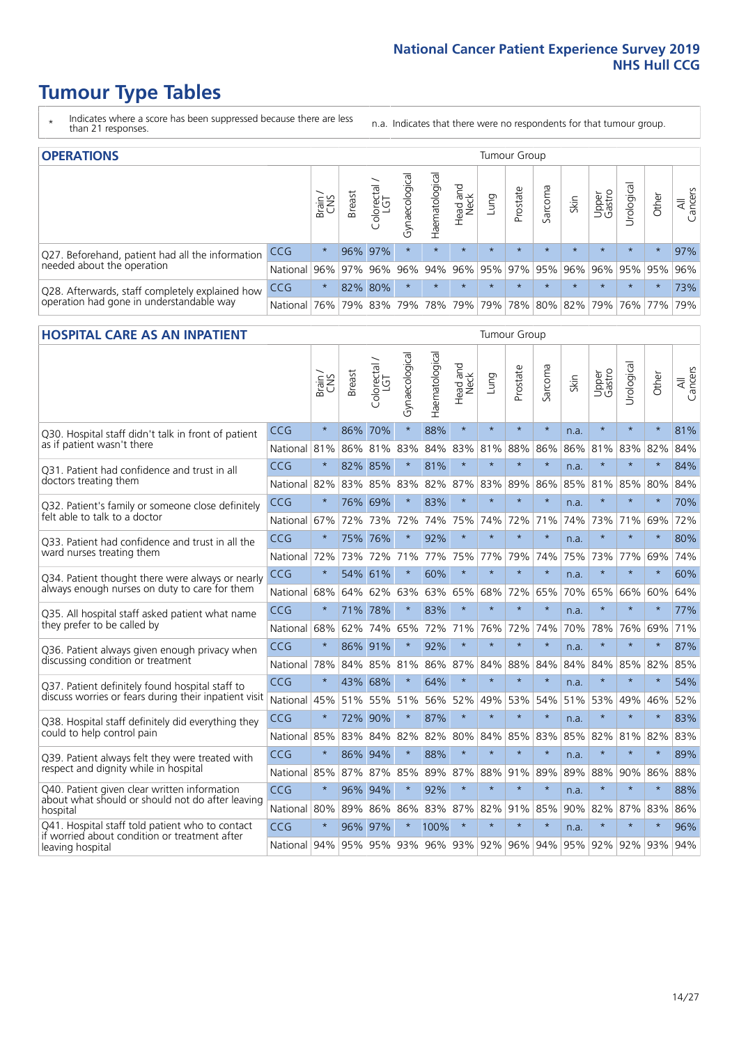# Tumour Type Tables

\* Indicates where a score has been suppressed because there are less than 21 responses.

n.a. Indicates that there were no respondents for that tumour group.

## OPERATIONS

| | | Brain / CNS | Breast | Colorectal / LGT | Gynaecological | Haematological | Head and Neck | Lung | Prostate | Sarcoma | Skin | Upper Gastro | Urological | Other | All Cancers |
|---|---|---|---|---|---|---|---|---|---|---|---|---|---|---|---|
| Q27. Beforehand, patient had all the information needed about the operation | CCG | * | 96% | 97% | * | * | * | * | * | * | * | * | * | * | 97% |
| | National | 96% | 97% | 96% | 96% | 94% | 96% | 95% | 97% | 95% | 96% | 96% | 95% | 95% | 96% |
| Q28. Afterwards, staff completely explained how operation had gone in understandable way | CCG | * | 82% | 80% | * | * | * | * | * | * | * | * | * | * | 73% |
| | National | 76% | 79% | 83% | 79% | 78% | 79% | 79% | 78% | 80% | 82% | 79% | 76% | 77% | 79% |

## HOSPITAL CARE AS AN INPATIENT

| | | Brain / CNS | Breast | Colorectal / LGT | Gynaecological | Haematological | Head and Neck | Lung | Prostate | Sarcoma | Skin | Upper Gastro | Urological | Other | All Cancers |
|---|---|---|---|---|---|---|---|---|---|---|---|---|---|---|---|
| Q30. Hospital staff didn't talk in front of patient as if patient wasn't there | CCG | * | 86% | 70% | * | 88% | * | * | * | * | n.a. | * | * | * | 81% |
| | National | 81% | 86% | 81% | 83% | 84% | 83% | 81% | 88% | 86% | 86% | 81% | 83% | 82% | 84% |
| Q31. Patient had confidence and trust in all doctors treating them | CCG | * | 82% | 85% | * | 81% | * | * | * | * | n.a. | * | * | * | 84% |
| | National | 82% | 83% | 85% | 83% | 82% | 87% | 83% | 89% | 86% | 85% | 81% | 85% | 80% | 84% |
| Q32. Patient's family or someone close definitely felt able to talk to a doctor | CCG | * | 76% | 69% | * | 83% | * | * | * | * | n.a. | * | * | * | 70% |
| | National | 67% | 72% | 73% | 72% | 74% | 75% | 74% | 72% | 71% | 74% | 73% | 71% | 69% | 72% |
| Q33. Patient had confidence and trust in all the ward nurses treating them | CCG | * | 75% | 76% | * | 92% | * | * | * | * | n.a. | * | * | * | 80% |
| | National | 72% | 73% | 72% | 71% | 77% | 75% | 77% | 79% | 74% | 75% | 73% | 77% | 69% | 74% |
| Q34. Patient thought there were always or nearly always enough nurses on duty to care for them | CCG | * | 54% | 61% | * | 60% | * | * | * | * | n.a. | * | * | * | 60% |
| | National | 68% | 64% | 62% | 63% | 63% | 65% | 68% | 72% | 65% | 70% | 65% | 66% | 60% | 64% |
| Q35. All hospital staff asked patient what name they prefer to be called by | CCG | * | 71% | 78% | * | 83% | * | * | * | * | n.a. | * | * | * | 77% |
| | National | 68% | 62% | 74% | 65% | 72% | 71% | 76% | 72% | 74% | 70% | 78% | 76% | 69% | 71% |
| Q36. Patient always given enough privacy when discussing condition or treatment | CCG | * | 86% | 91% | * | 92% | * | * | * | * | n.a. | * | * | * | 87% |
| | National | 78% | 84% | 85% | 81% | 86% | 87% | 84% | 88% | 84% | 84% | 84% | 85% | 82% | 85% |
| Q37. Patient definitely found hospital staff to discuss worries or fears during their inpatient visit | CCG | * | 43% | 68% | * | 64% | * | * | * | * | n.a. | * | * | * | 54% |
| | National | 45% | 51% | 55% | 51% | 56% | 52% | 49% | 53% | 54% | 51% | 53% | 49% | 46% | 52% |
| Q38. Hospital staff definitely did everything they could to help control pain | CCG | * | 72% | 90% | * | 87% | * | * | * | * | n.a. | * | * | * | 83% |
| | National | 85% | 83% | 84% | 82% | 82% | 80% | 84% | 85% | 83% | 85% | 82% | 81% | 82% | 83% |
| Q39. Patient always felt they were treated with respect and dignity while in hospital | CCG | * | 86% | 94% | * | 88% | * | * | * | * | n.a. | * | * | * | 89% |
| | National | 85% | 87% | 87% | 85% | 89% | 87% | 88% | 91% | 89% | 89% | 88% | 90% | 86% | 88% |
| Q40. Patient given clear written information about what should or should not do after leaving hospital | CCG | * | 96% | 94% | * | 92% | * | * | * | * | n.a. | * | * | * | 88% |
| | National | 80% | 89% | 86% | 86% | 83% | 87% | 82% | 91% | 85% | 90% | 82% | 87% | 83% | 86% |
| Q41. Hospital staff told patient who to contact if worried about condition or treatment after leaving hospital | CCG | * | 96% | 97% | * | 100% | * | * | * | * | n.a. | * | * | * | 96% |
| | National | 94% | 95% | 95% | 93% | 96% | 93% | 92% | 96% | 94% | 95% | 92% | 92% | 93% | 94% |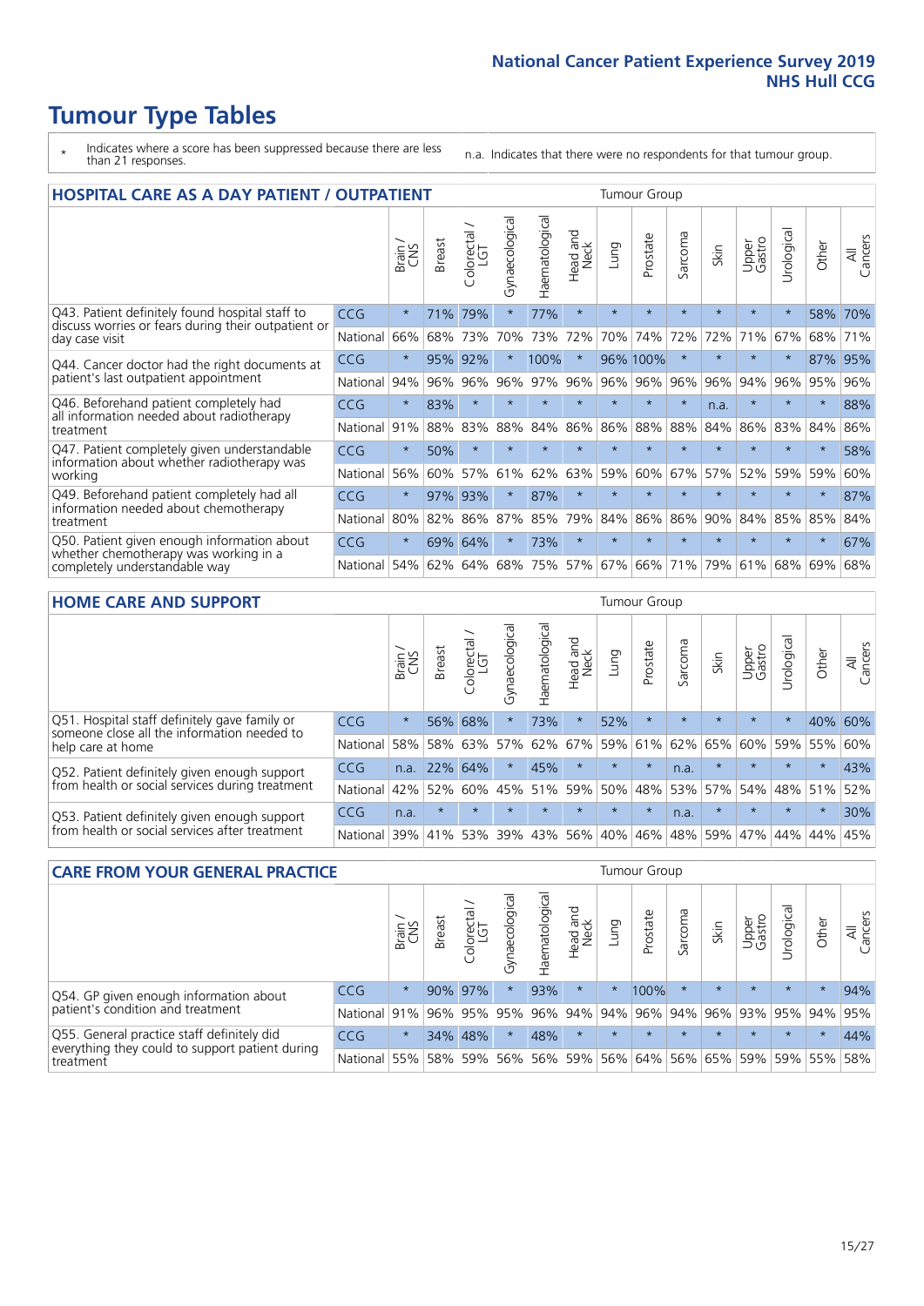# Tumour Type Tables

\* Indicates where a score has been suppressed because there are less than 21 responses.

n.a. Indicates that there were no respondents for that tumour group.

## HOSPITAL CARE AS A DAY PATIENT / OUTPATIENT

| | | Brain / CNS | Breast | Colorectal / LGT | Gynaecological | Haematological | Head and Neck | Lung | Prostate | Sarcoma | Skin | Upper Gastro | Urological | Other | All Cancers |
|---|---|---|---|---|---|---|---|---|---|---|---|---|---|---|---|
| Q43. Patient definitely found hospital staff to discuss worries or fears during their outpatient or day case visit | CCG | * | 71% | 79% | * | 77% | * | * | * | * | * | * | * | 58% | 70% |
| | National | 66% | 68% | 73% | 70% | 73% | 72% | 70% | 74% | 72% | 72% | 71% | 67% | 68% | 71% |
| Q44. Cancer doctor had the right documents at patient's last outpatient appointment | CCG | * | 95% | 92% | * | 100% | * | 96% | 100% | * | * | * | * | 87% | 95% |
| | National | 94% | 96% | 96% | 96% | 97% | 96% | 96% | 96% | 96% | 96% | 94% | 96% | 95% | 96% |
| Q46. Beforehand patient completely had all information needed about radiotherapy treatment | CCG | * | 83% | * | * | * | * | * | * | * | n.a. | * | * | * | 88% |
| | National | 91% | 88% | 83% | 88% | 84% | 86% | 86% | 88% | 88% | 84% | 86% | 83% | 84% | 86% |
| Q47. Patient completely given understandable information about whether radiotherapy was working | CCG | * | 50% | * | * | * | * | * | * | * | * | * | * | * | 58% |
| | National | 56% | 60% | 57% | 61% | 62% | 63% | 59% | 60% | 67% | 57% | 52% | 59% | 59% | 60% |
| Q49. Beforehand patient completely had all information needed about chemotherapy treatment | CCG | * | 97% | 93% | * | 87% | * | * | * | * | * | * | * | * | 87% |
| | National | 80% | 82% | 86% | 87% | 85% | 79% | 84% | 86% | 86% | 90% | 84% | 85% | 85% | 84% |
| Q50. Patient given enough information about whether chemotherapy was working in a completely understandable way | CCG | * | 69% | 64% | * | 73% | * | * | * | * | * | * | * | * | 67% |
| | National | 54% | 62% | 64% | 68% | 75% | 57% | 67% | 66% | 71% | 79% | 61% | 68% | 69% | 68% |

## HOME CARE AND SUPPORT

| | | Brain / CNS | Breast | Colorectal / LGT | Gynaecological | Haematological | Head and Neck | Lung | Prostate | Sarcoma | Skin | Upper Gastro | Urological | Other | All Cancers |
|---|---|---|---|---|---|---|---|---|---|---|---|---|---|---|---|
| Q51. Hospital staff definitely gave family or someone close all the information needed to help care at home | CCG | * | 56% | 68% | * | 73% | * | 52% | * | * | * | * | * | 40% | 60% |
| | National | 58% | 58% | 63% | 57% | 62% | 67% | 59% | 61% | 62% | 65% | 60% | 59% | 55% | 60% |
| Q52. Patient definitely given enough support from health or social services during treatment | CCG | n.a. | 22% | 64% | * | 45% | * | * | * | n.a. | * | * | * | * | 43% |
| | National | 42% | 52% | 60% | 45% | 51% | 59% | 50% | 48% | 53% | 57% | 54% | 48% | 51% | 52% |
| Q53. Patient definitely given enough support from health or social services after treatment | CCG | n.a. | * | * | * | * | * | * | * | n.a. | * | * | * | * | 30% |
| | National | 39% | 41% | 53% | 39% | 43% | 56% | 40% | 46% | 48% | 59% | 47% | 44% | 44% | 45% |

## CARE FROM YOUR GENERAL PRACTICE

| | | Brain / CNS | Breast | Colorectal / LGT | Gynaecological | Haematological | Head and Neck | Lung | Prostate | Sarcoma | Skin | Upper Gastro | Urological | Other | All Cancers |
|---|---|---|---|---|---|---|---|---|---|---|---|---|---|---|---|
| Q54. GP given enough information about patient's condition and treatment | CCG | * | 90% | 97% | * | 93% | * | * | 100% | * | * | * | * | * | 94% |
| | National | 91% | 96% | 95% | 95% | 96% | 94% | 94% | 96% | 94% | 96% | 93% | 95% | 94% | 95% |
| Q55. General practice staff definitely did everything they could to support patient during treatment | CCG | * | 34% | 48% | * | 48% | * | * | * | * | * | * | * | * | 44% |
| | National | 55% | 58% | 59% | 56% | 56% | 59% | 56% | 64% | 56% | 65% | 59% | 59% | 55% | 58% |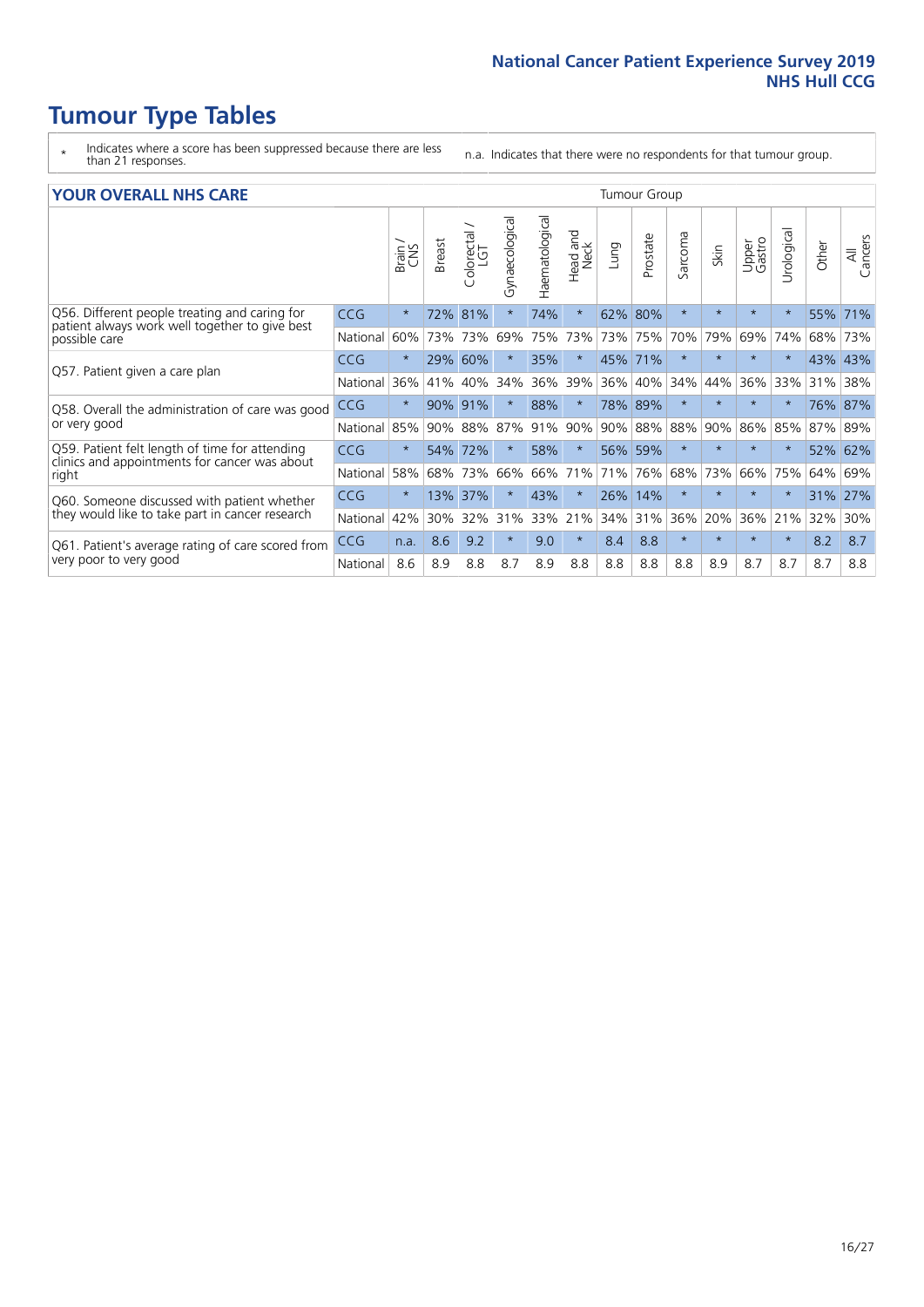# Tumour Type Tables

\* Indicates where a score has been suppressed because there are less than 21 responses.

n.a. Indicates that there were no respondents for that tumour group.

## YOUR OVERALL NHS CARE

| | | Brain / CNS | Breast | Colorectal / LGT | Gynaecological | Haematological | Head and Neck | Lung | Prostate | Sarcoma | Skin | Upper Gastro | Urological | Other | All Cancers |
|---|---|---|---|---|---|---|---|---|---|---|---|---|---|---|---|
| Q56. Different people treating and caring for patient always work well together to give best possible care | CCG | * | 72% | 81% | * | 74% | * | 62% | 80% | * | * | * | * | 55% | 71% |
| | National | 60% | 73% | 73% | 69% | 75% | 73% | 73% | 75% | 70% | 79% | 69% | 74% | 68% | 73% |
| Q57. Patient given a care plan | CCG | * | 29% | 60% | * | 35% | * | 45% | 71% | * | * | * | * | 43% | 43% |
| | National | 36% | 41% | 40% | 34% | 36% | 39% | 36% | 40% | 34% | 44% | 36% | 33% | 31% | 38% |
| Q58. Overall the administration of care was good or very good | CCG | * | 90% | 91% | * | 88% | * | 78% | 89% | * | * | * | * | 76% | 87% |
| | National | 85% | 90% | 88% | 87% | 91% | 90% | 90% | 88% | 88% | 90% | 86% | 85% | 87% | 89% |
| Q59. Patient felt length of time for attending clinics and appointments for cancer was about right | CCG | * | 54% | 72% | * | 58% | * | 56% | 59% | * | * | * | * | 52% | 62% |
| | National | 58% | 68% | 73% | 66% | 66% | 71% | 71% | 76% | 68% | 73% | 66% | 75% | 64% | 69% |
| Q60. Someone discussed with patient whether they would like to take part in cancer research | CCG | * | 13% | 37% | * | 43% | * | 26% | 14% | * | * | * | * | 31% | 27% |
| | National | 42% | 30% | 32% | 31% | 33% | 21% | 34% | 31% | 36% | 20% | 36% | 21% | 32% | 30% |
| Q61. Patient's average rating of care scored from very poor to very good | CCG | n.a. | 8.6 | 9.2 | * | 9.0 | * | 8.4 | 8.8 | * | * | * | * | 8.2 | 8.7 |
| | National | 8.6 | 8.9 | 8.8 | 8.7 | 8.9 | 8.8 | 8.8 | 8.8 | 8.8 | 8.9 | 8.7 | 8.7 | 8.7 | 8.8 |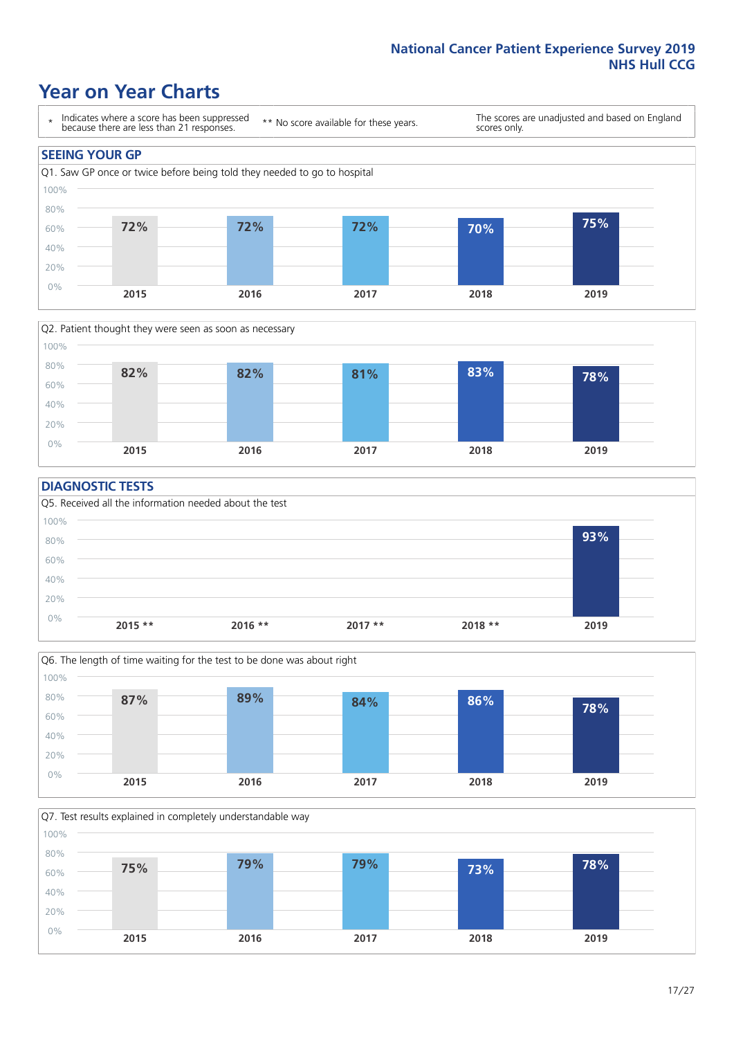# Year on Year Charts

| * Indicates where a score has been suppressed because there are less than 21 responses. | ** No score available for these years. | The scores are unadjusted and based on England scores only. |
| --- | --- | --- |

## SEEING YOUR GP

Q1. Saw GP once or twice before being told they needed to go to hospital

| 2015 | 2016 | 2017 | 2018 | 2019 |
| --- | --- | --- | --- | --- |
| 72% | 72% | 72% | 70% | 75% |

Q2. Patient thought they were seen as soon as necessary

| 2015 | 2016 | 2017 | 2018 | 2019 |
| --- | --- | --- | --- | --- |
| 82% | 82% | 81% | 83% | 78% |

## DIAGNOSTIC TESTS

Q5. Received all the information needed about the test

| 2015 ** | 2016 ** | 2017 ** | 2018 ** | 2019 |
| --- | --- | --- | --- | --- |
| | | | | 93% |

Q6. The length of time waiting for the test to be done was about right

| 2015 | 2016 | 2017 | 2018 | 2019 |
| --- | --- | --- | --- | --- |
| 87% | 89% | 84% | 86% | 78% |

Q7. Test results explained in completely understandable way

| 2015 | 2016 | 2017 | 2018 | 2019 |
| --- | --- | --- | --- | --- |
| 75% | 79% | 79% | 73% | 78% |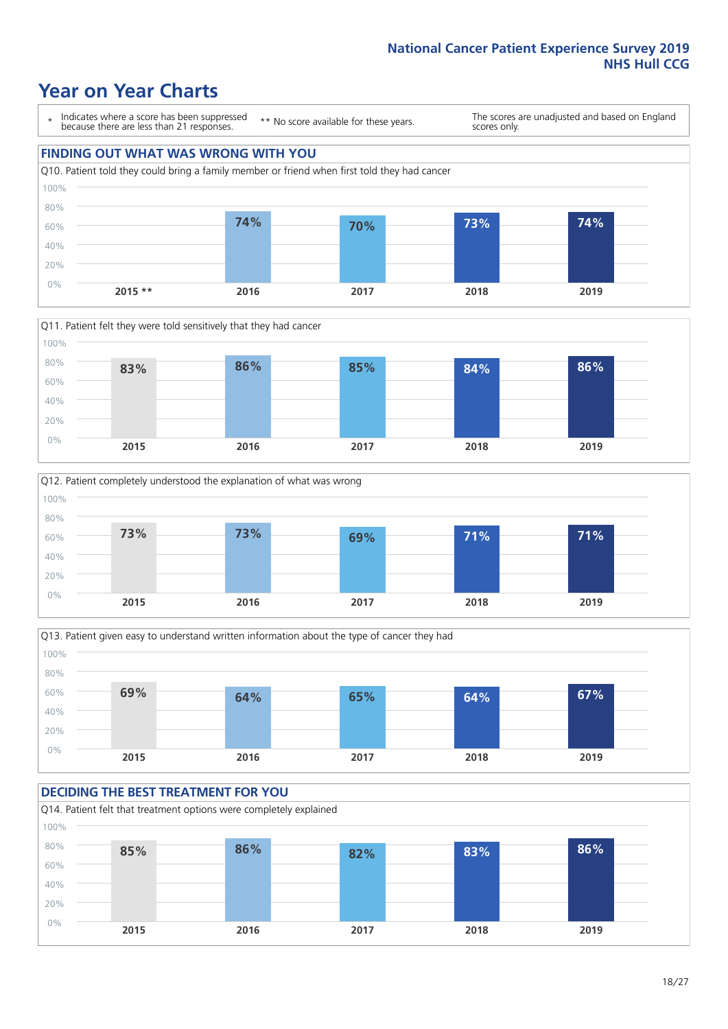# Year on Year Charts

\* Indicates where a score has been suppressed because there are less than 21 responses.

\*\* No score available for these years.

The scores are unadjusted and based on England scores only.

## FINDING OUT WHAT WAS WRONG WITH YOU

Q10. Patient told they could bring a family member or friend when first told they had cancer

| 2015 ** | 2016 | 2017 | 2018 | 2019 |
|---|---|---|---|---|
| | 74% | 70% | 73% | 74% |

Q11. Patient felt they were told sensitively that they had cancer

| 2015 | 2016 | 2017 | 2018 | 2019 |
|---|---|---|---|---|
| 83% | 86% | 85% | 84% | 86% |

Q12. Patient completely understood the explanation of what was wrong

| 2015 | 2016 | 2017 | 2018 | 2019 |
|---|---|---|---|---|
| 73% | 73% | 69% | 71% | 71% |

Q13. Patient given easy to understand written information about the type of cancer they had

| 2015 | 2016 | 2017 | 2018 | 2019 |
|---|---|---|---|---|
| 69% | 64% | 65% | 64% | 67% |

## DECIDING THE BEST TREATMENT FOR YOU

Q14. Patient felt that treatment options were completely explained

| 2015 | 2016 | 2017 | 2018 | 2019 |
|---|---|---|---|---|
| 85% | 86% | 82% | 83% | 86% |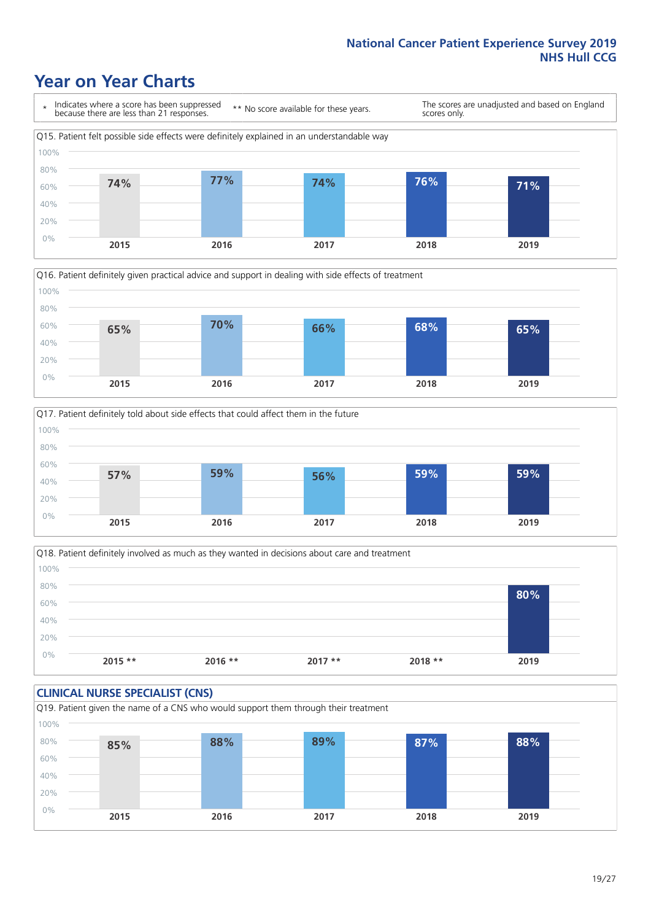# Year on Year Charts

\* Indicates where a score has been suppressed because there are less than 21 responses.

** No score available for these years.

The scores are unadjusted and based on England scores only.

Q15. Patient felt possible side effects were definitely explained in an understandable way

| 2015 | 2016 | 2017 | 2018 | 2019 |
|---|---|---|---|---|
| 74% | 77% | 74% | 76% | 71% |

Q16. Patient definitely given practical advice and support in dealing with side effects of treatment

| 2015 | 2016 | 2017 | 2018 | 2019 |
|---|---|---|---|---|
| 65% | 70% | 66% | 68% | 65% |

Q17. Patient definitely told about side effects that could affect them in the future

| 2015 | 2016 | 2017 | 2018 | 2019 |
|---|---|---|---|---|
| 57% | 59% | 56% | 59% | 59% |

Q18. Patient definitely involved as much as they wanted in decisions about care and treatment

| 2015 ** | 2016 ** | 2017 ** | 2018 ** | 2019 |
|---|---|---|---|---|
| | | | | 80% |

## CLINICAL NURSE SPECIALIST (CNS)

Q19. Patient given the name of a CNS who would support them through their treatment

| 2015 | 2016 | 2017 | 2018 | 2019 |
|---|---|---|---|---|
| 85% | 88% | 89% | 87% | 88% |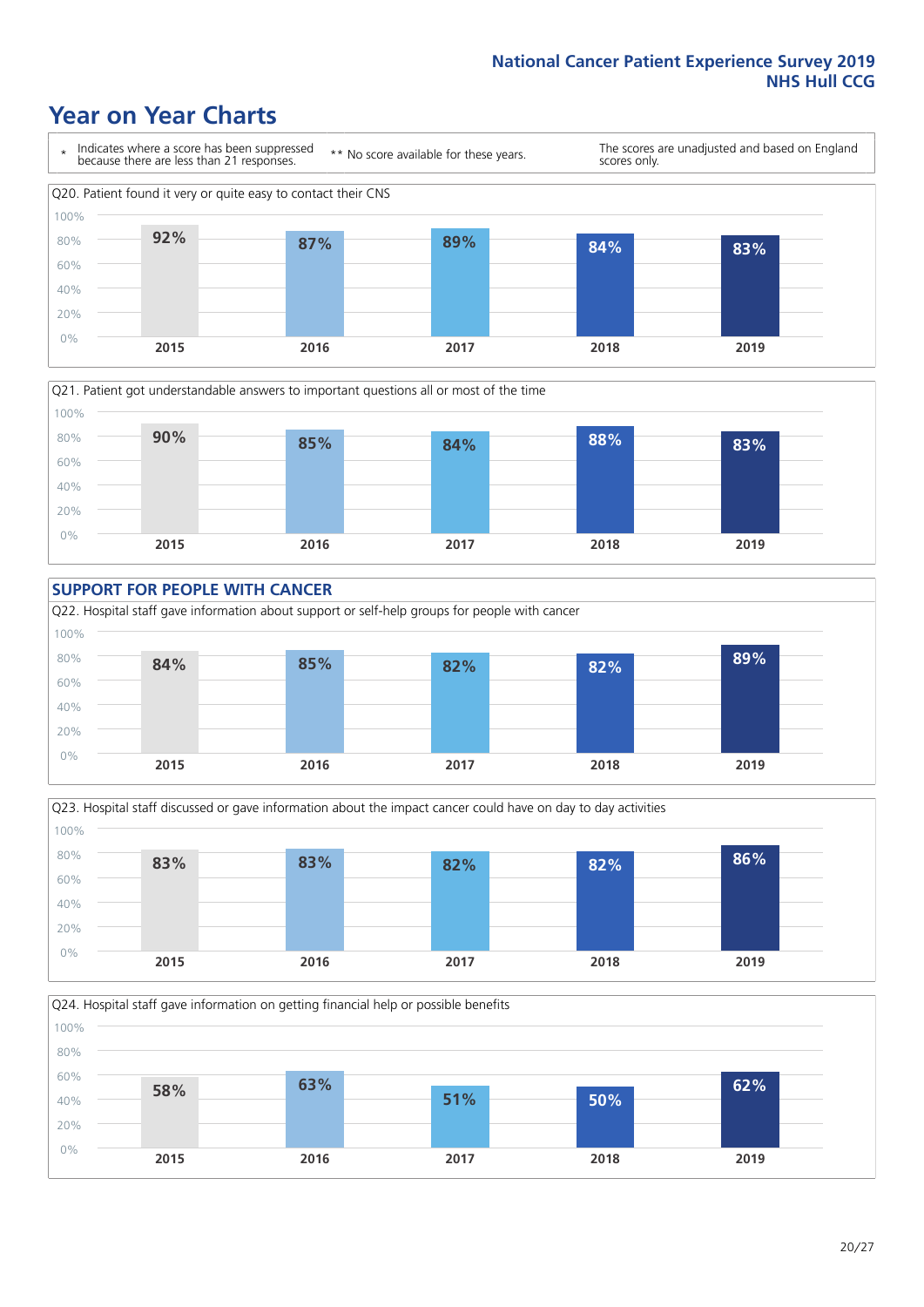# Year on Year Charts

\* Indicates where a score has been suppressed because there are less than 21 responses.

\*\* No score available for these years.

The scores are unadjusted and based on England scores only.

Q20. Patient found it very or quite easy to contact their CNS

| 2015 | 2016 | 2017 | 2018 | 2019 |
|---|---|---|---|---|
| 92% | 87% | 89% | 84% | 83% |

Q21. Patient got understandable answers to important questions all or most of the time

| 2015 | 2016 | 2017 | 2018 | 2019 |
|---|---|---|---|---|
| 90% | 85% | 84% | 88% | 83% |

## SUPPORT FOR PEOPLE WITH CANCER

Q22. Hospital staff gave information about support or self-help groups for people with cancer

| 2015 | 2016 | 2017 | 2018 | 2019 |
|---|---|---|---|---|
| 84% | 85% | 82% | 82% | 89% |

Q23. Hospital staff discussed or gave information about the impact cancer could have on day to day activities

| 2015 | 2016 | 2017 | 2018 | 2019 |
|---|---|---|---|---|
| 83% | 83% | 82% | 82% | 86% |

Q24. Hospital staff gave information on getting financial help or possible benefits

| 2015 | 2016 | 2017 | 2018 | 2019 |
|---|---|---|---|---|
| 58% | 63% | 51% | 50% | 62% |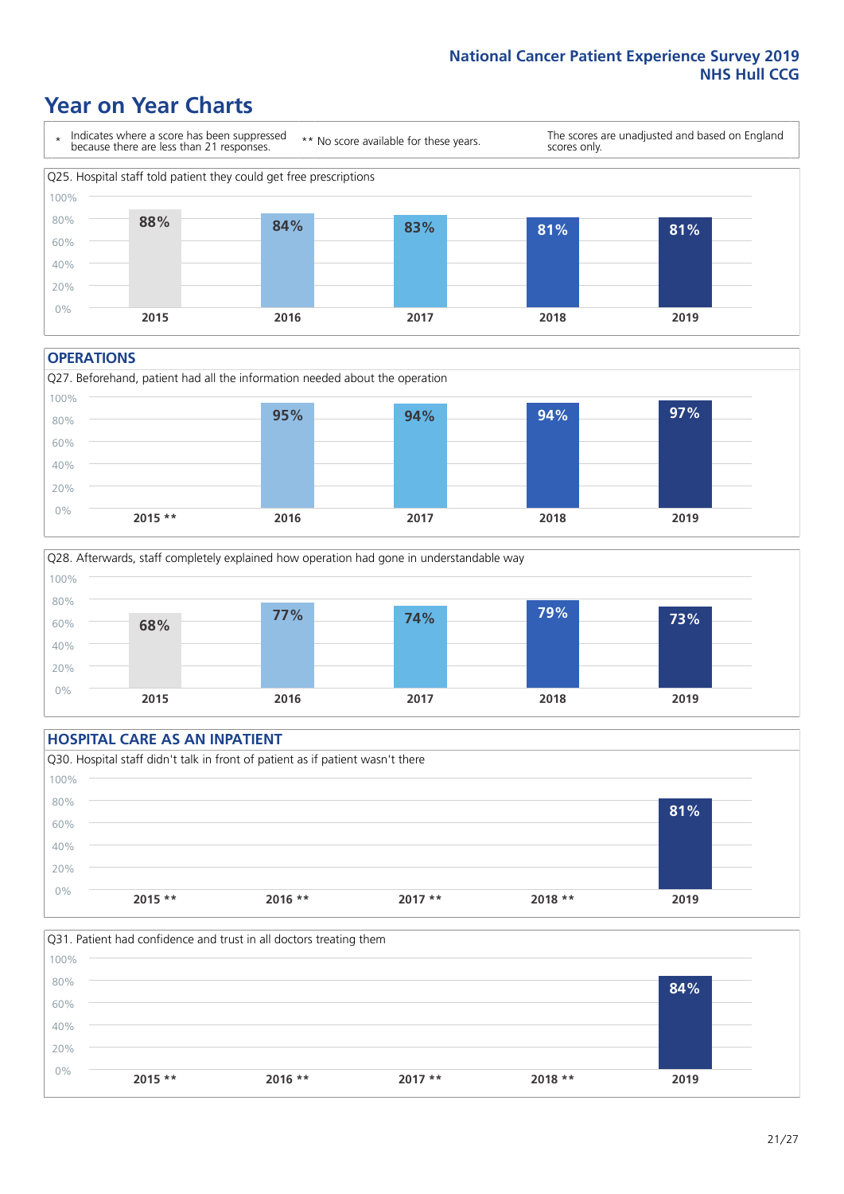# Year on Year Charts

\* Indicates where a score has been suppressed because there are less than 21 responses.

** No score available for these years.

The scores are unadjusted and based on England scores only.

Q25. Hospital staff told patient they could get free prescriptions

| 2015 | 2016 | 2017 | 2018 | 2019 |
|---|---|---|---|---|
| 88% | 84% | 83% | 81% | 81% |

## OPERATIONS

Q27. Beforehand, patient had all the information needed about the operation

| 2015 ** | 2016 | 2017 | 2018 | 2019 |
|---|---|---|---|---|
| | 95% | 94% | 94% | 97% |

Q28. Afterwards, staff completely explained how operation had gone in understandable way

| 2015 | 2016 | 2017 | 2018 | 2019 |
|---|---|---|---|---|
| 68% | 77% | 74% | 79% | 73% |

## HOSPITAL CARE AS AN INPATIENT

Q30. Hospital staff didn't talk in front of patient as if patient wasn't there

| 2015 ** | 2016 ** | 2017 ** | 2018 ** | 2019 |
|---|---|---|---|---|
| | | | | 81% |

Q31. Patient had confidence and trust in all doctors treating them

| 2015 ** | 2016 ** | 2017 ** | 2018 ** | 2019 |
|---|---|---|---|---|
| | | | | 84% |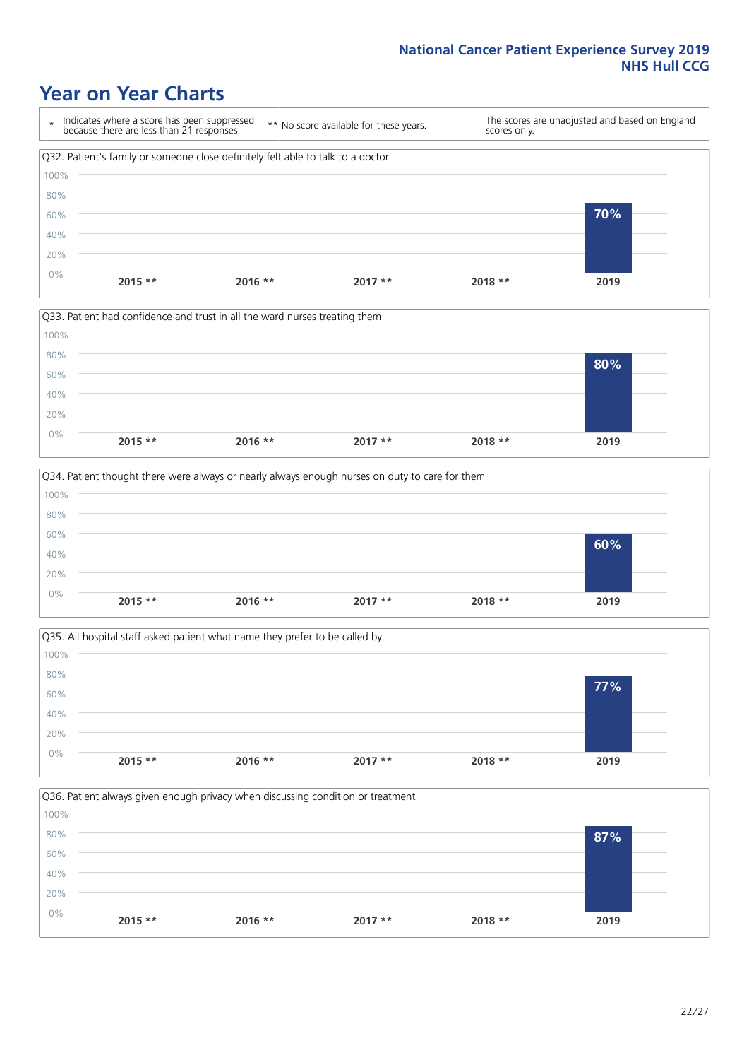# Year on Year Charts

* Indicates where a score has been suppressed because there are less than 21 responses.

** No score available for these years.

The scores are unadjusted and based on England scores only.

Q32. Patient's family or someone close definitely felt able to talk to a doctor

| 2015 ** | 2016 ** | 2017 ** | 2018 ** | 2019 |
|---|---|---|---|---|
| | | | | 70% |

Q33. Patient had confidence and trust in all the ward nurses treating them

| 2015 ** | 2016 ** | 2017 ** | 2018 ** | 2019 |
|---|---|---|---|---|
| | | | | 80% |

Q34. Patient thought there were always or nearly always enough nurses on duty to care for them

| 2015 ** | 2016 ** | 2017 ** | 2018 ** | 2019 |
|---|---|---|---|---|
| | | | | 60% |

Q35. All hospital staff asked patient what name they prefer to be called by

| 2015 ** | 2016 ** | 2017 ** | 2018 ** | 2019 |
|---|---|---|---|---|
| | | | | 77% |

Q36. Patient always given enough privacy when discussing condition or treatment

| 2015 ** | 2016 ** | 2017 ** | 2018 ** | 2019 |
|---|---|---|---|---|
| | | | | 87% |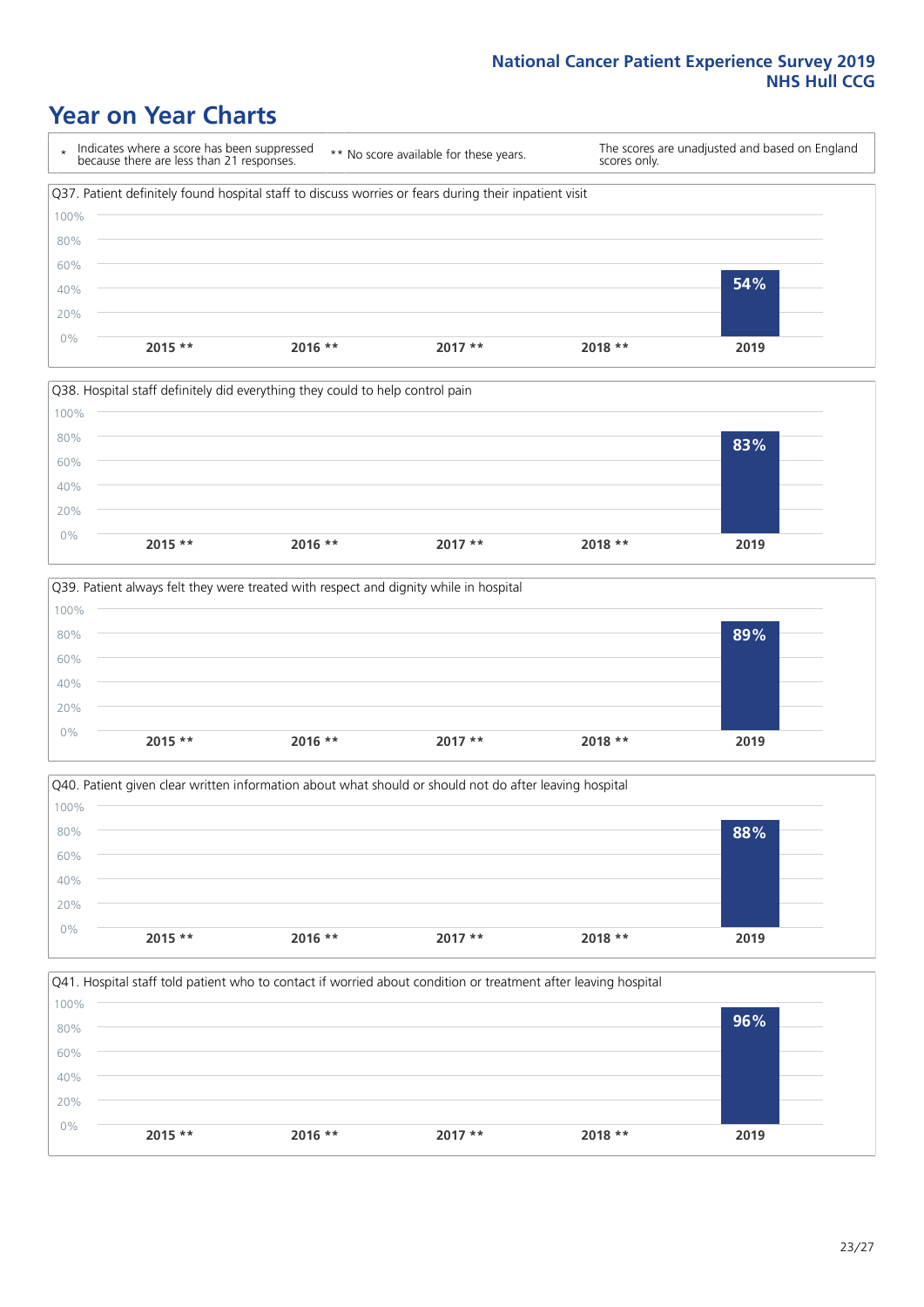# Year on Year Charts

\* Indicates where a score has been suppressed because there are less than 21 responses.

** No score available for these years.

The scores are unadjusted and based on England scores only.

Q37. Patient definitely found hospital staff to discuss worries or fears during their inpatient visit

| 2015 ** | 2016 ** | 2017 ** | 2018 ** | 2019 |
|---|---|---|---|---|
| | | | | 54% |

Q38. Hospital staff definitely did everything they could to help control pain

| 2015 ** | 2016 ** | 2017 ** | 2018 ** | 2019 |
|---|---|---|---|---|
| | | | | 83% |

Q39. Patient always felt they were treated with respect and dignity while in hospital

| 2015 ** | 2016 ** | 2017 ** | 2018 ** | 2019 |
|---|---|---|---|---|
| | | | | 89% |

Q40. Patient given clear written information about what should or should not do after leaving hospital

| 2015 ** | 2016 ** | 2017 ** | 2018 ** | 2019 |
|---|---|---|---|---|
| | | | | 88% |

Q41. Hospital staff told patient who to contact if worried about condition or treatment after leaving hospital

| 2015 ** | 2016 ** | 2017 ** | 2018 ** | 2019 |
|---|---|---|---|---|
| | | | | 96% |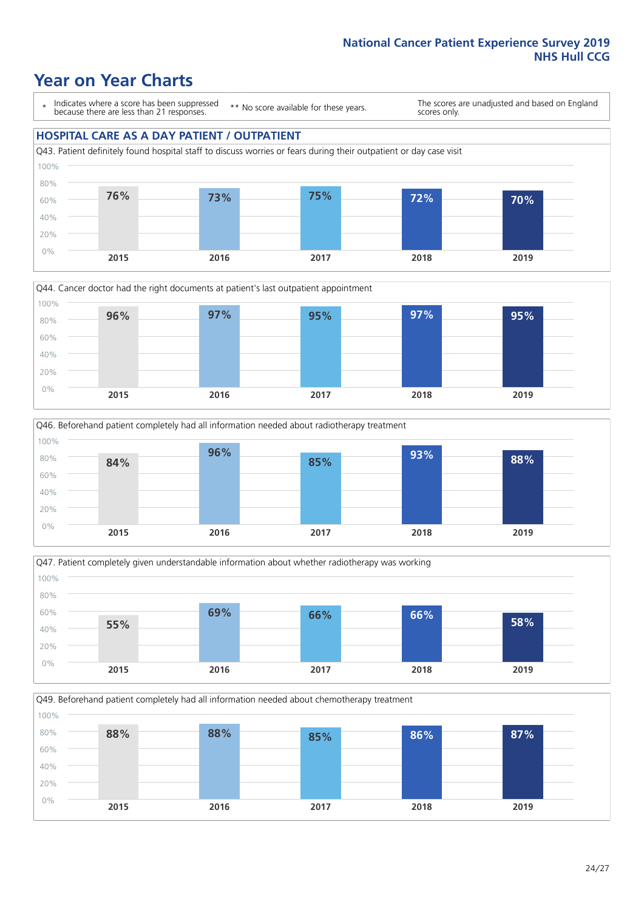# Year on Year Charts

\* Indicates where a score has been suppressed because there are less than 21 responses.

\*\* No score available for these years.

The scores are unadjusted and based on England scores only.

## HOSPITAL CARE AS A DAY PATIENT / OUTPATIENT

Q43. Patient definitely found hospital staff to discuss worries or fears during their outpatient or day case visit

| 2015 | 2016 | 2017 | 2018 | 2019 |
|---|---|---|---|---|
| 76% | 73% | 75% | 72% | 70% |

Q44. Cancer doctor had the right documents at patient's last outpatient appointment

| 2015 | 2016 | 2017 | 2018 | 2019 |
|---|---|---|---|---|
| 96% | 97% | 95% | 97% | 95% |

Q46. Beforehand patient completely had all information needed about radiotherapy treatment

| 2015 | 2016 | 2017 | 2018 | 2019 |
|---|---|---|---|---|
| 84% | 96% | 85% | 93% | 88% |

Q47. Patient completely given understandable information about whether radiotherapy was working

| 2015 | 2016 | 2017 | 2018 | 2019 |
|---|---|---|---|---|
| 55% | 69% | 66% | 66% | 58% |

Q49. Beforehand patient completely had all information needed about chemotherapy treatment

| 2015 | 2016 | 2017 | 2018 | 2019 |
|---|---|---|---|---|
| 88% | 88% | 85% | 86% | 87% |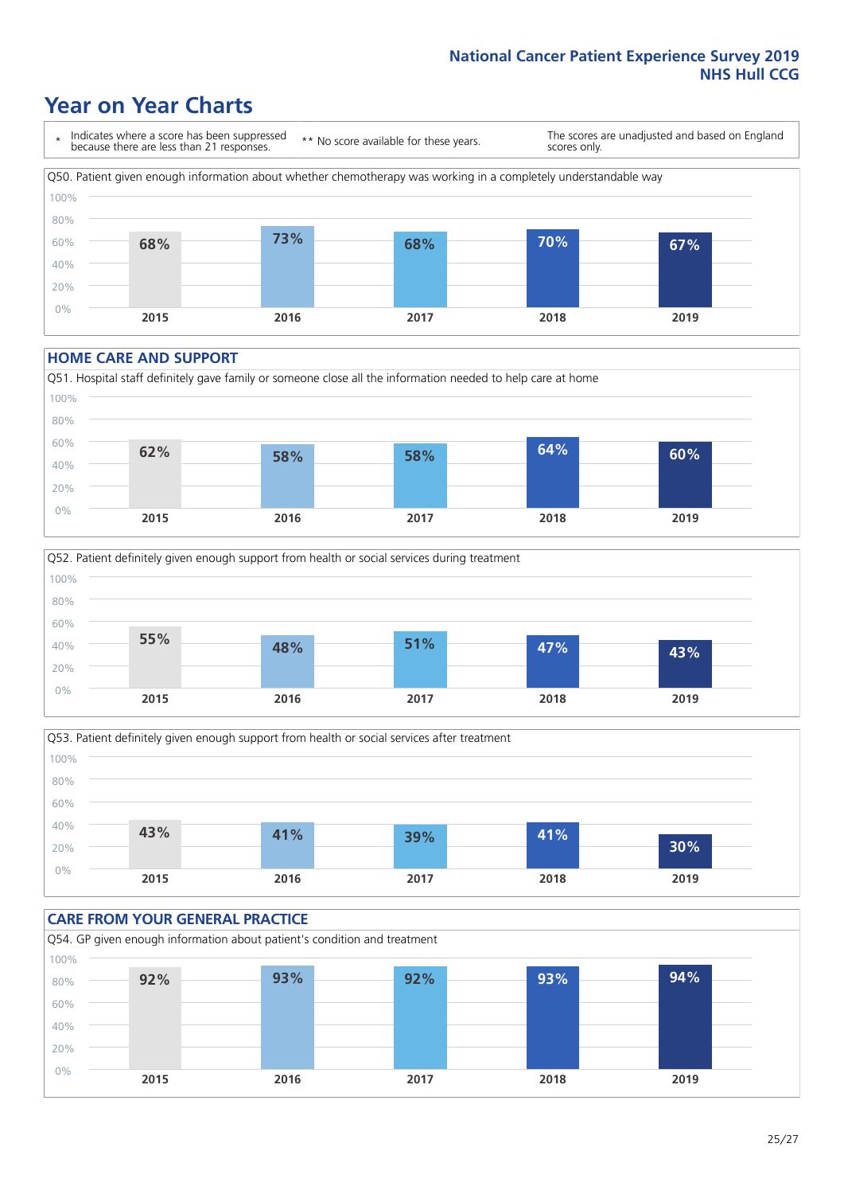# Year on Year Charts

\* Indicates where a score has been suppressed because there are less than 21 responses.

** No score available for these years.

The scores are unadjusted and based on England scores only.

Q50. Patient given enough information about whether chemotherapy was working in a completely understandable way

| 2015 | 2016 | 2017 | 2018 | 2019 |
|---|---|---|---|---|
| 68% | 73% | 68% | 70% | 67% |

## HOME CARE AND SUPPORT

Q51. Hospital staff definitely gave family or someone close all the information needed to help care at home

| 2015 | 2016 | 2017 | 2018 | 2019 |
|---|---|---|---|---|
| 62% | 58% | 58% | 64% | 60% |

Q52. Patient definitely given enough support from health or social services during treatment

| 2015 | 2016 | 2017 | 2018 | 2019 |
|---|---|---|---|---|
| 55% | 48% | 51% | 47% | 43% |

Q53. Patient definitely given enough support from health or social services after treatment

| 2015 | 2016 | 2017 | 2018 | 2019 |
|---|---|---|---|---|
| 43% | 41% | 39% | 41% | 30% |

## CARE FROM YOUR GENERAL PRACTICE

Q54. GP given enough information about patient's condition and treatment

| 2015 | 2016 | 2017 | 2018 | 2019 |
|---|---|---|---|---|
| 92% | 93% | 92% | 93% | 94% |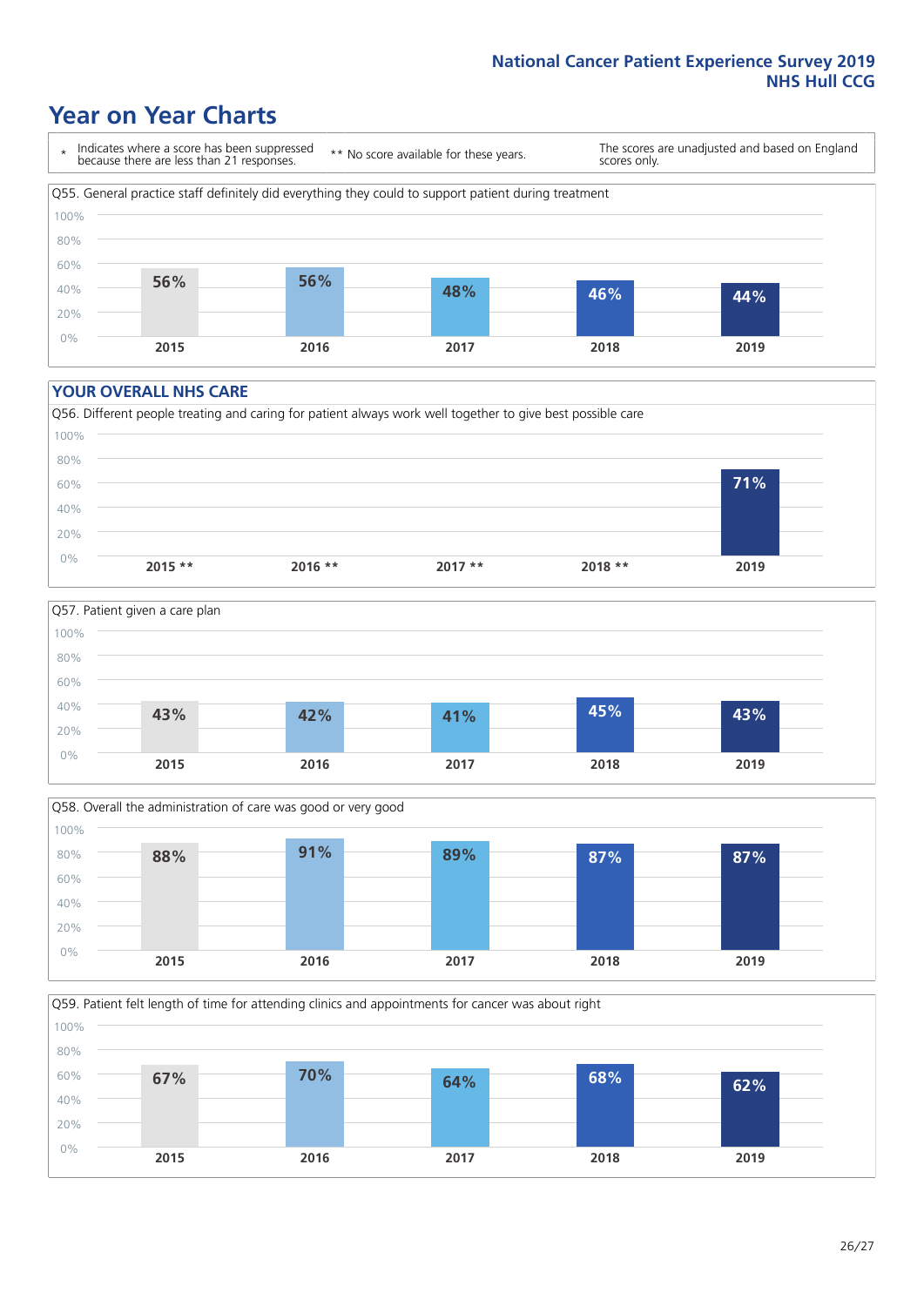# Year on Year Charts

| \* Indicates where a score has been suppressed because there are less than 21 responses. | \*\* No score available for these years. | The scores are unadjusted and based on England scores only. |
|---|---|---|

Q55. General practice staff definitely did everything they could to support patient during treatment

| 2015 | 2016 | 2017 | 2018 | 2019 |
|---|---|---|---|---|
| 56% | 56% | 48% | 46% | 44% |

## YOUR OVERALL NHS CARE

Q56. Different people treating and caring for patient always work well together to give best possible care

| 2015 ** | 2016 ** | 2017 ** | 2018 ** | 2019 |
|---|---|---|---|---|
| | | | | 71% |

Q57. Patient given a care plan

| 2015 | 2016 | 2017 | 2018 | 2019 |
|---|---|---|---|---|
| 43% | 42% | 41% | 45% | 43% |

Q58. Overall the administration of care was good or very good

| 2015 | 2016 | 2017 | 2018 | 2019 |
|---|---|---|---|---|
| 88% | 91% | 89% | 87% | 87% |

Q59. Patient felt length of time for attending clinics and appointments for cancer was about right

| 2015 | 2016 | 2017 | 2018 | 2019 |
|---|---|---|---|---|
| 67% | 70% | 64% | 68% | 62% |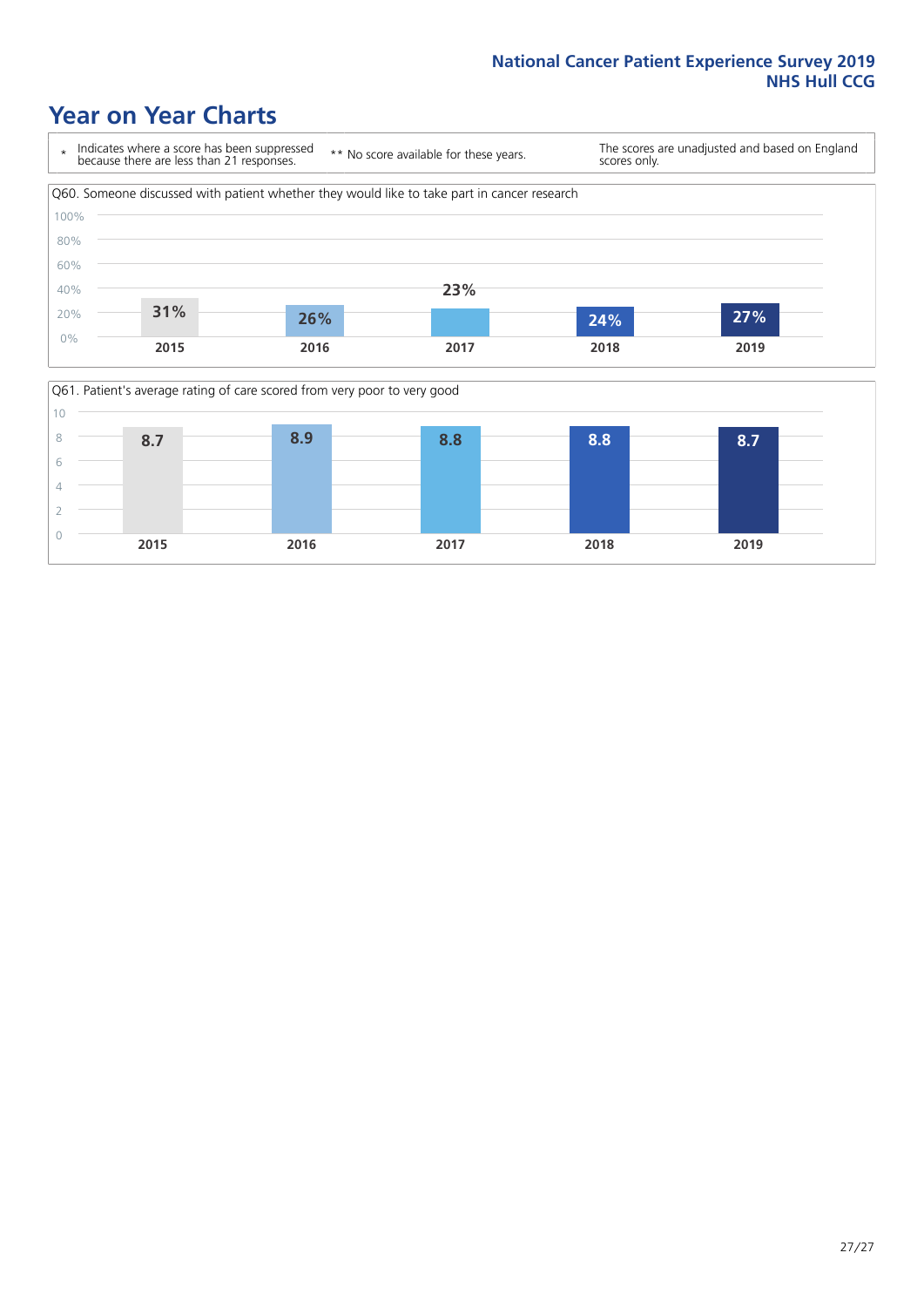# Year on Year Charts

\* Indicates where a score has been suppressed because there are less than 21 responses.

** No score available for these years.

The scores are unadjusted and based on England scores only.

Q60. Someone discussed with patient whether they would like to take part in cancer research

100%
80%
60%
40%
20%
0%

31% 2015
26% 2016
23% 2017
24% 2018
27% 2019

Q61. Patient's average rating of care scored from very poor to very good

10
8
6
4
2
0

8.7 2015
8.9 2016
8.8 2017
8.8 2018
8.7 2019